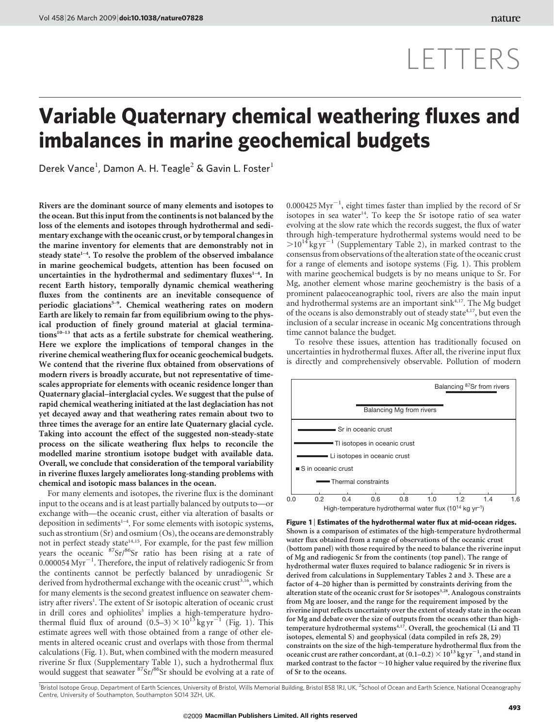# LETTERS

# Variable Quaternary chemical weathering fluxes and imbalances in marine geochemical budgets

Derek Vance[1], Damon A. H. Teagle[2] & Gavin L. Foster[1]

**Rivers are the dominant source of many elements and isotopes to the ocean. But this input from the continents is not balanced by the loss of the elements and isotopes through hydrothermal and sedimentary exchange with the oceanic crust, or by temporal changes in the marine inventory for elements that are demonstrably not in steady state[1–4]. To resolve the problem of the observed imbalance in marine geochemical budgets, attention has been focused on uncertainties in the hydrothermal and sedimentary fluxes[1–4]. In recent Earth history, temporally dynamic chemical weathering fluxes from the continents are an inevitable consequence of periodic glaciations[5–9]. Chemical weathering rates on modern Earth are likely to remain far from equilibrium owing to the physical production of finely ground material at glacial terminations[10–13] that acts as a fertile substrate for chemical weathering. Here we explore the implications of temporal changes in the riverine chemical weathering flux for oceanic geochemical budgets. We contend that the riverine flux obtained from observations of modern rivers is broadly accurate, but not representative of timescales appropriate for elements with oceanic residence longer than Quaternary glacial–interglacial cycles. We suggest that the pulse of rapid chemical weathering initiated at the last deglaciation has not yet decayed away and that weathering rates remain about two to three times the average for an entire late Quaternary glacial cycle. Taking into account the effect of the suggested non-steady-state process on the silicate weathering flux helps to reconcile the modelled marine strontium isotope budget with available data. Overall, we conclude that consideration of the temporal variability in riverine fluxes largely ameliorates long-standing problems with chemical and isotopic mass balances in the ocean.**

For many elements and isotopes, the riverine flux is the dominant input to the oceans and is at least partially balanced by outputs to—or exchange with—the oceanic crust, either via alteration of basalts or deposition in sediments[1–4]. For some elements with isotopic systems, such as strontium (Sr) and osmium (Os), the oceans are demonstrably not in perfect steady state[14,15]. For example, for the past few million years the oceanic $^{87}Sr/^{86}Sr$ ratio has been rising at a rate of $0.000054\ Myr^{-1}$. Therefore, the input of relatively radiogenic Sr from the continents cannot be perfectly balanced by unradiogenic Sr derived from hydrothermal exchange with the oceanic crust[3,16], which for many elements is the second greatest influence on seawater chemistry after rivers[1]. The extent of Sr isotopic alteration of oceanic crust in drill cores and ophiolites[3] implies a high-temperature hydrothermal fluid flux of around $(0.5–3) \times 10^{13}\ kg\ yr^{-1}$ (Fig. 1). This estimate agrees well with those obtained from a range of other elements in altered oceanic crust and overlaps with those from thermal calculations (Fig. 1). But, when combined with the modern measured riverine Sr flux (Supplementary Table 1), such a hydrothermal flux would suggest that seawater $^{87}Sr/^{86}Sr$ should be evolving at a rate of $0.000425\ Myr^{-1}$, eight times faster than implied by the record of Sr isotopes in sea water[14]. To keep the Sr isotope ratio of sea water evolving at the slow rate which the records suggest, the flux of water through high-temperature hydrothermal systems would need to be $>10^{14}\ kg\ yr^{-1}$ (Supplementary Table 2), in marked contrast to the consensus from observations of the alteration state of the oceanic crust for a range of elements and isotope systems (Fig. 1). This problem with marine geochemical budgets is by no means unique to Sr. For Mg, another element whose marine geochemistry is the basis of a prominent palaeoceanographic tool, rivers are also the main input and hydrothermal systems are an important sink[4,17]. The Mg budget of the oceans is also demonstrably out of steady state[4,17], but even the inclusion of a secular increase in oceanic Mg concentrations through time cannot balance the budget.

To resolve these issues, attention has traditionally focused on uncertainties in hydrothermal fluxes. After all, the riverine input flux is directly and comprehensively observable. Pollution of modern

**Figure 1 | Estimates of the hydrothermal water flux at mid-ocean ridges.** Shown is a comparison of estimates of the high-temperature hydrothermal water flux obtained from a range of observations of the oceanic crust (bottom panel) with those required by the need to balance the riverine input of Mg and radiogenic Sr from the continents (top panel). The range of hydrothermal water fluxes required to balance radiogenic Sr in rivers is derived from calculations in Supplementary Tables 2 and 3. These are a factor of 4–20 higher than is permitted by constraints deriving from the alteration state of the oceanic crust for Sr isotopes[3,28]. Analogous constraints from Mg are looser, and the range for the requirement imposed by the riverine input reflects uncertainty over the extent of steady state in the ocean for Mg and debate over the size of outputs from the oceans other than high-temperature hydrothermal systems[4,17]. Overall, the geochemical (Li and Tl isotopes, elemental S) and geophysical (data compiled in refs 28, 29) constraints on the size of the high-temperature hydrothermal flux from the oceanic crust are rather concordant, at $(0.1–0.2) \times 10^{13}\ kg\ yr^{-1}$, and stand in marked contrast to the factor ~10 higher value required by the riverine flux of Sr to the oceans.

[1]Bristol Isotope Group, Department of Earth Sciences, University of Bristol, Wills Memorial Building, Bristol BS8 1RJ, UK. [2]School of Ocean and Earth Science, National Oceanography Centre, University of Southampton, Southampton SO14 3ZH, UK.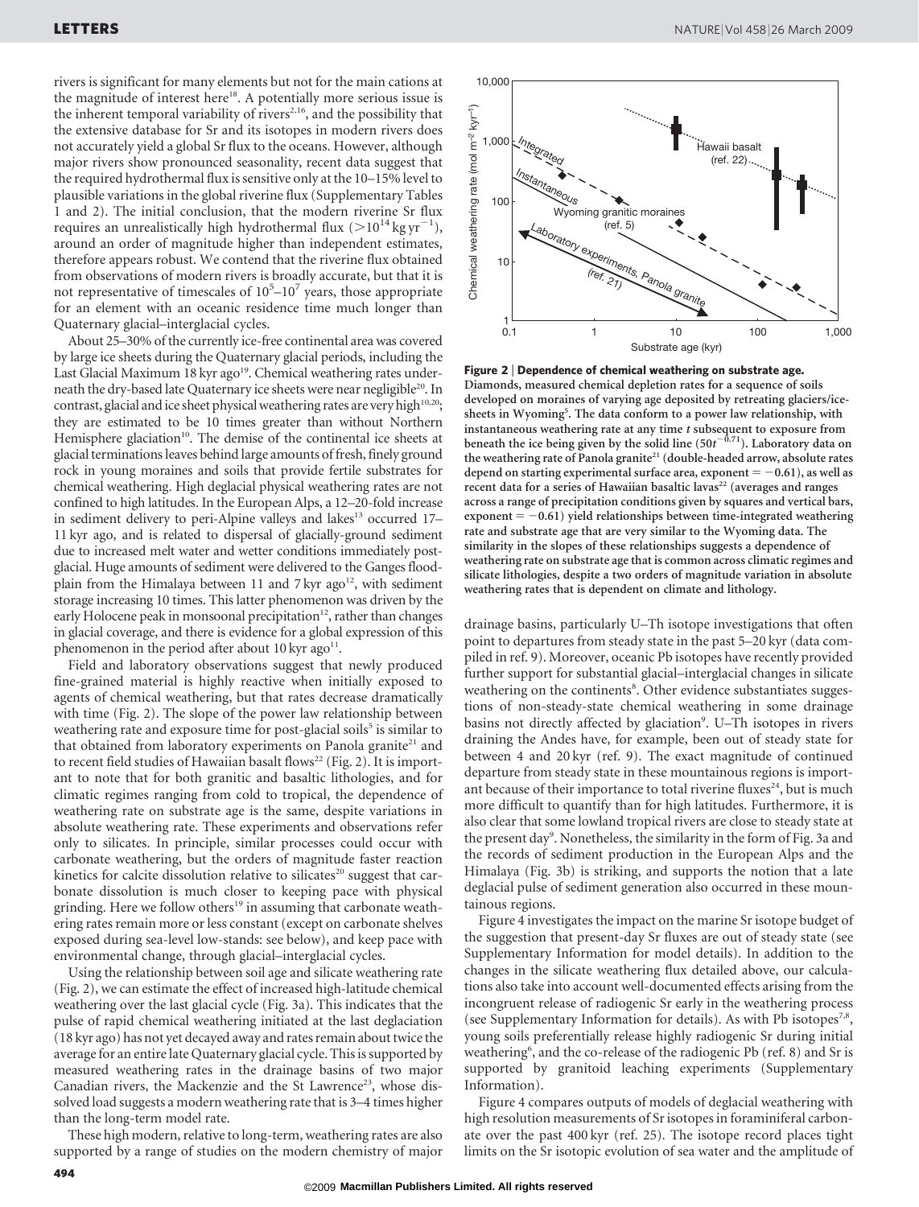rivers is significant for many elements but not for the main cations at the magnitude of interest here[18]. A potentially more serious issue is the inherent temporal variability of rivers[2,16], and the possibility that the extensive database for Sr and its isotopes in modern rivers does not accurately yield a global Sr flux to the oceans. However, although major rivers show pronounced seasonality, recent data suggest that the required hydrothermal flux is sensitive only at the 10–15% level to plausible variations in the global riverine flux (Supplementary Tables 1 and 2). The initial conclusion, that the modern riverine Sr flux requires an unrealistically high hydrothermal flux ($>10^{14}$ kg yr$^{-1}$), around an order of magnitude higher than independent estimates, therefore appears robust. We contend that the riverine flux obtained from observations of modern rivers is broadly accurate, but that it is not representative of timescales of $10^5$–$10^7$ years, those appropriate for an element with an oceanic residence time much longer than Quaternary glacial–interglacial cycles.

About 25–30% of the currently ice-free continental area was covered by large ice sheets during the Quaternary glacial periods, including the Last Glacial Maximum 18 kyr ago[19]. Chemical weathering rates underneath the dry-based late Quaternary ice sheets were near negligible[20]. In contrast, glacial and ice sheet physical weathering rates are very high[10,20]; they are estimated to be 10 times greater than without Northern Hemisphere glaciation[10]. The demise of the continental ice sheets at glacial terminations leaves behind large amounts of fresh, finely ground rock in young moraines and soils that provide fertile substrates for chemical weathering. High deglacial physical weathering rates are not confined to high latitudes. In the European Alps, a 12–20-fold increase in sediment delivery to peri-Alpine valleys and lakes[13] occurred 17–11 kyr ago, and is related to dispersal of glacially-ground sediment due to increased melt water and wetter conditions immediately post-glacial. Huge amounts of sediment were delivered to the Ganges flood-plain from the Himalaya between 11 and 7 kyr ago[12], with sediment storage increasing 10 times. This latter phenomenon was driven by the early Holocene peak in monsoonal precipitation[12], rather than changes in glacial coverage, and there is evidence for a global expression of this phenomenon in the period after about 10 kyr ago[11].

Field and laboratory observations suggest that newly produced fine-grained material is highly reactive when initially exposed to agents of chemical weathering, but that rates decrease dramatically with time (Fig. 2). The slope of the power law relationship between weathering rate and exposure time for post-glacial soils[5] is similar to that obtained from laboratory experiments on Panola granite[21] and to recent field studies of Hawaiian basalt flows[22] (Fig. 2). It is important to note that for both granitic and basaltic lithologies, and for climatic regimes ranging from cold to tropical, the dependence of weathering rate on substrate age is the same, despite variations in absolute weathering rate. These experiments and observations refer only to silicates. In principle, similar processes could occur with carbonate weathering, but the orders of magnitude faster reaction kinetics for calcite dissolution relative to silicates[20] suggest that carbonate dissolution is much closer to keeping pace with physical grinding. Here we follow others[19] in assuming that carbonate weathering rates remain more or less constant (except on carbonate shelves exposed during sea-level low-stands: see below), and keep pace with environmental change, through glacial–interglacial cycles.

Using the relationship between soil age and silicate weathering rate (Fig. 2), we can estimate the effect of increased high-latitude chemical weathering over the last glacial cycle (Fig. 3a). This indicates that the pulse of rapid chemical weathering initiated at the last deglaciation (18 kyr ago) has not yet decayed away and rates remain about twice the average for an entire late Quaternary glacial cycle. This is supported by measured weathering rates in the drainage basins of two major Canadian rivers, the Mackenzie and the St Lawrence[23], whose dissolved load suggests a modern weathering rate that is 3–4 times higher than the long-term model rate.

These high modern, relative to long-term, weathering rates are also supported by a range of studies on the modern chemistry of major drainage basins, particularly U–Th isotope investigations that often point to departures from steady state in the past 5–20 kyr (data compiled in ref. 9). Moreover, oceanic Pb isotopes have recently provided further support for substantial glacial–interglacial changes in silicate weathering on the continents[8]. Other evidence substantiates suggestions of non-steady-state chemical weathering in some drainage basins not directly affected by glaciation[9]. U–Th isotopes in rivers draining the Andes have, for example, been out of steady state for between 4 and 20 kyr (ref. 9). The exact magnitude of continued departure from steady state in these mountainous regions is important because of their importance to total riverine fluxes[24], but is much more difficult to quantify than for high latitudes. Furthermore, it is also clear that some lowland tropical rivers are close to steady state at the present day[9]. Nonetheless, the similarity in the form of Fig. 3a and the records of sediment production in the European Alps and the Himalaya (Fig. 3b) is striking, and supports the notion that a late deglacial pulse of sediment generation also occurred in these mountainous regions.

Figure 4 investigates the impact on the marine Sr isotope budget of the suggestion that present-day Sr fluxes are out of steady state (see Supplementary Information for model details). In addition to the changes in the silicate weathering flux detailed above, our calculations also take into account well-documented effects arising from the incongruent release of radiogenic Sr early in the weathering process (see Supplementary Information for details). As with Pb isotopes[7,8], young soils preferentially release highly radiogenic Sr during initial weathering[6], and the co-release of the radiogenic Pb (ref. 8) and Sr is supported by granitoid leaching experiments (Supplementary Information).

Figure 4 compares outputs of models of deglacial weathering with high resolution measurements of Sr isotopes in foraminiferal carbonate over the past 400 kyr (ref. 25). The isotope record places tight limits on the Sr isotopic evolution of sea water and the amplitude of

**Figure 2 | Dependence of chemical weathering on substrate age.** **Diamonds, measured chemical depletion rates for a sequence of soils developed on moraines of varying age deposited by retreating glaciers/ice-sheets in Wyoming[5]. The data conform to a power law relationship, with instantaneous weathering rate at any time $t$ subsequent to exposure from beneath the ice being given by the solid line ($50t^{-0.71}$). Laboratory data on the weathering rate of Panola granite[21] (double-headed arrow, absolute rates depend on starting experimental surface area, exponent = −0.61), as well as recent data for a series of Hawaiian basaltic lavas[22] (averages and ranges across a range of precipitation conditions given by squares and vertical bars, exponent = −0.61) yield relationships between time-integrated weathering rate and substrate age that are very similar to the Wyoming data. The similarity in the slopes of these relationships suggests a dependence of weathering rate on substrate age that is common across climatic regimes and silicate lithologies, despite a two orders of magnitude variation in absolute weathering rates that is dependent on climate and lithology.**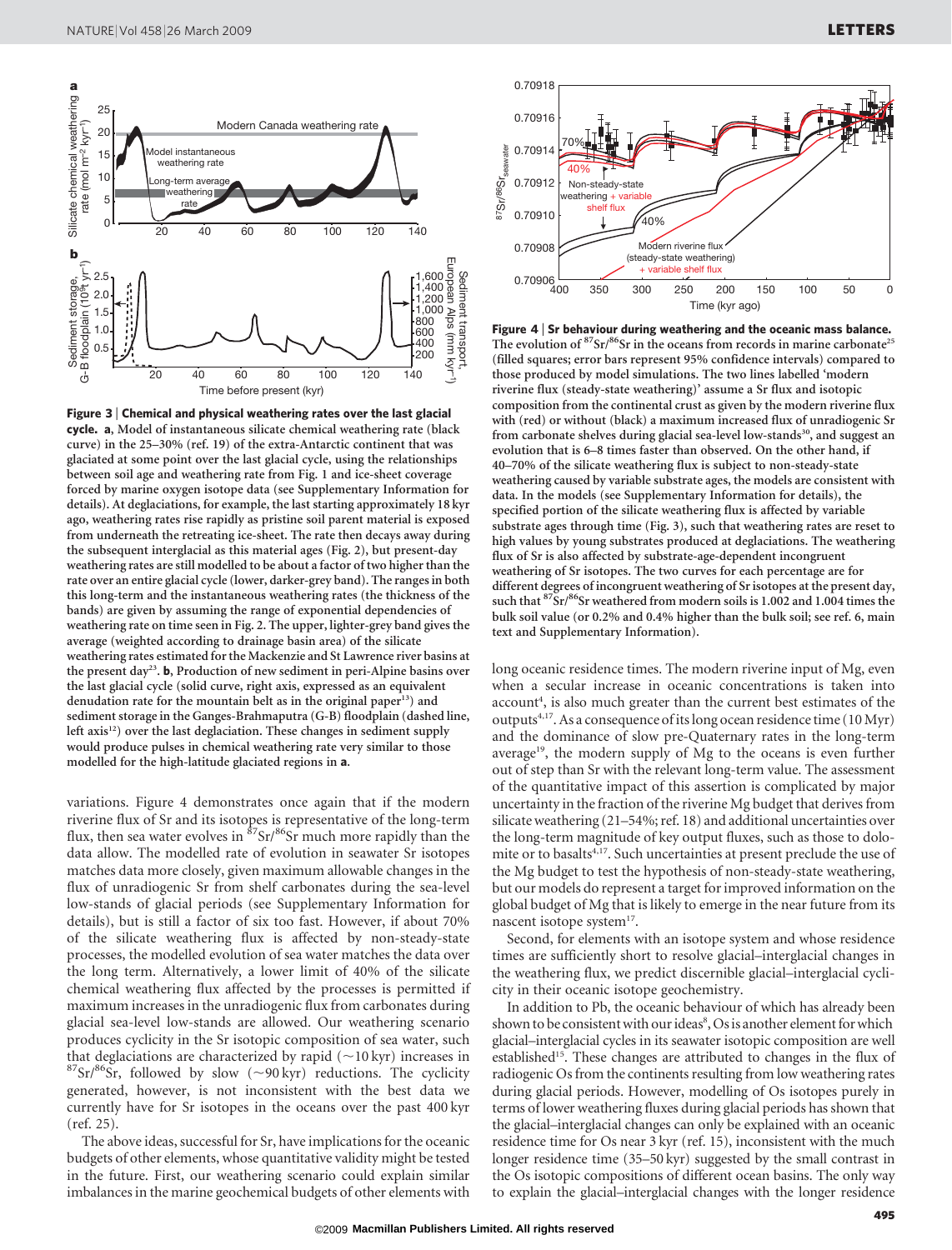**Figure 3 | Chemical and physical weathering rates over the last glacial cycle. a**, Model of instantaneous silicate chemical weathering rate (black curve) in the 25–30% (ref. 19) of the extra-Antarctic continent that was glaciated at some point over the last glacial cycle, using the relationships between soil age and weathering rate from Fig. 1 and ice-sheet coverage forced by marine oxygen isotope data (see Supplementary Information for details). At deglaciations, for example, the last starting approximately 18 kyr ago, weathering rates rise rapidly as pristine soil parent material is exposed from underneath the retreating ice-sheet. The rate then decays away during the subsequent interglacial as this material ages (Fig. 2), but present-day weathering rates are still modelled to be about a factor of two higher than the rate over an entire glacial cycle (lower, darker-grey band). The ranges in both this long-term and the instantaneous weathering rates (the thickness of the bands) are given by assuming the range of exponential dependencies of weathering rate on time seen in Fig. 2. The upper, lighter-grey band gives the average (weighted according to drainage basin area) of the silicate weathering rates estimated for the Mackenzie and St Lawrence river basins at the present day[23]. **b**, Production of new sediment in peri-Alpine basins over the last glacial cycle (solid curve, right axis, expressed as an equivalent denudation rate for the mountain belt as in the original paper[13]) and sediment storage in the Ganges-Brahmaputra (G-B) floodplain (dashed line, left axis[12]) over the last deglaciation. These changes in sediment supply would produce pulses in chemical weathering rate very similar to those modelled for the high-latitude glaciated regions in **a**.

**Figure 4 | Sr behaviour during weathering and the oceanic mass balance.** The evolution of $^{87}Sr/^{86}Sr$ in the oceans from records in marine carbonate[25] (filled squares; error bars represent 95% confidence intervals) compared to those produced by model simulations. The two lines labelled 'modern riverine flux (steady-state weathering)' assume a Sr flux and isotopic composition from the continental crust as given by the modern riverine flux with (red) or without (black) a maximum increased flux of unradiogenic Sr from carbonate shelves during glacial sea-level low-stands[30], and suggest an evolution that is 6–8 times faster than observed. On the other hand, if 40–70% of the silicate weathering flux is subject to non-steady-state weathering caused by variable substrate ages, the models are consistent with data. In the models (see Supplementary Information for details), the specified portion of the silicate weathering flux is affected by variable substrate ages through time (Fig. 3), such that weathering rates are reset to high values by young substrates produced at deglaciations. The weathering flux of Sr is also affected by substrate-age-dependent incongruent weathering of Sr isotopes. The two curves for each percentage are for different degrees of incongruent weathering of Sr isotopes at the present day, such that $^{87}Sr/^{86}Sr$ weathered from modern soils is 1.002 and 1.004 times the bulk soil value (or 0.2% and 0.4% higher than the bulk soil; see ref. 6, main text and Supplementary Information).

variations. Figure 4 demonstrates once again that if the modern riverine flux of Sr and its isotopes is representative of the long-term flux, then sea water evolves in $^{87}Sr/^{86}Sr$ much more rapidly than the data allow. The modelled rate of evolution in seawater Sr isotopes matches data more closely, given maximum allowable changes in the flux of unradiogenic Sr from shelf carbonates during the sea-level low-stands of glacial periods (see Supplementary Information for details), but is still a factor of six too fast. However, if about 70% of the silicate weathering flux is affected by non-steady-state processes, the modelled evolution of sea water matches the data over the long term. Alternatively, a lower limit of 40% of the silicate chemical weathering flux affected by the processes is permitted if maximum increases in the unradiogenic flux from carbonates during glacial sea-level low-stands are allowed. Our weathering scenario produces cyclicity in the Sr isotopic composition of sea water, such that deglaciations are characterized by rapid (~10 kyr) increases in $^{87}Sr/^{86}Sr$, followed by slow (~90 kyr) reductions. The cyclicity generated, however, is not inconsistent with the best data we currently have for Sr isotopes in the oceans over the past 400 kyr (ref. 25).

The above ideas, successful for Sr, have implications for the oceanic budgets of other elements, whose quantitative validity might be tested in the future. First, our weathering scenario could explain similar imbalances in the marine geochemical budgets of other elements with long oceanic residence times. The modern riverine input of Mg, even when a secular increase in oceanic concentrations is taken into account[4], is also much greater than the current best estimates of the outputs[4,17]. As a consequence of its long ocean residence time (10 Myr) and the dominance of slow pre-Quaternary rates in the long-term average[19], the modern supply of Mg to the oceans is even further out of step than Sr with the relevant long-term value. The assessment of the quantitative impact of this assertion is complicated by major uncertainty in the fraction of the riverine Mg budget that derives from silicate weathering (21–54%; ref. 18) and additional uncertainties over the long-term magnitude of key output fluxes, such as those to dolomite or to basalts[4,17]. Such uncertainties at present preclude the use of the Mg budget to test the hypothesis of non-steady-state weathering, but our models do represent a target for improved information on the global budget of Mg that is likely to emerge in the near future from its nascent isotope system[17].

Second, for elements with an isotope system and whose residence times are sufficiently short to resolve glacial–interglacial changes in the weathering flux, we predict discernible glacial–interglacial cyclicity in their oceanic isotope geochemistry.

In addition to Pb, the oceanic behaviour of which has already been shown to be consistent with our ideas[8], Os is another element for which glacial–interglacial cycles in its seawater isotopic composition are well established[15]. These changes are attributed to changes in the flux of radiogenic Os from the continents resulting from low weathering rates during glacial periods. However, modelling of Os isotopes purely in terms of lower weathering fluxes during glacial periods has shown that the glacial–interglacial changes can only be explained with an oceanic residence time for Os near 3 kyr (ref. 15), inconsistent with the much longer residence time (35–50 kyr) suggested by the small contrast in the Os isotopic compositions of different ocean basins. The only way to explain the glacial–interglacial changes with the longer residence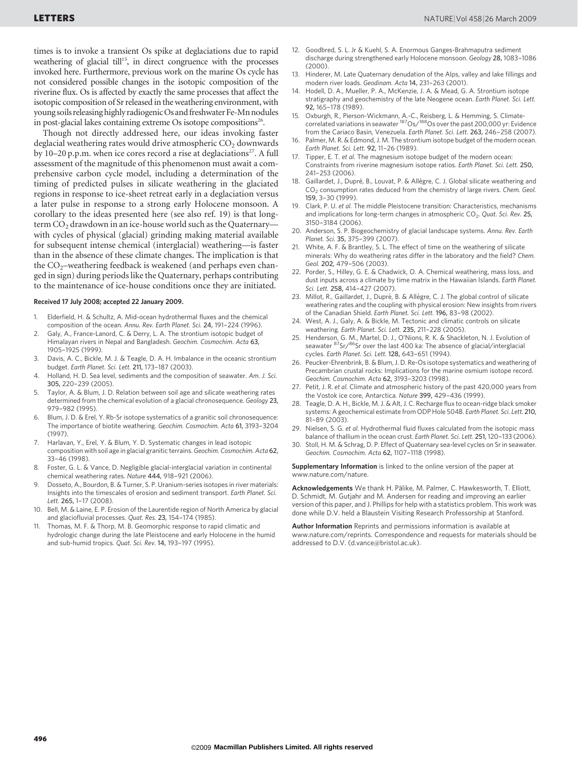times is to invoke a transient Os spike at deglaciations due to rapid weathering of glacial till[15], in direct congruence with the processes invoked here. Furthermore, previous work on the marine Os cycle has not considered possible changes in the isotopic composition of the riverine flux. Os is affected by exactly the same processes that affect the isotopic composition of Sr released in the weathering environment, with young soils releasing highly radiogenic Os and freshwater Fe-Mn nodules in post-glacial lakes containing extreme Os isotope compositions[26].

Though not directly addressed here, our ideas invoking faster deglacial weathering rates would drive atmospheric $CO_2$ downwards by 10–20 p.p.m. when ice cores record a rise at deglaciations[27]. A full assessment of the magnitude of this phenomenon must await a comprehensive carbon cycle model, including a determination of the timing of predicted pulses in silicate weathering in the glaciated regions in response to ice-sheet retreat early in a deglaciation versus a later pulse in response to a strong early Holocene monsoon. A corollary to the ideas presented here (see also ref. 19) is that long-term $CO_2$ drawdown in an ice-house world such as the Quaternary—with cycles of physical (glacial) grinding making material available for subsequent intense chemical (interglacial) weathering—is faster than in the absence of these climate changes. The implication is that the $CO_2$–weathering feedback is weakened (and perhaps even changed in sign) during periods like the Quaternary, perhaps contributing to the maintenance of ice-house conditions once they are initiated.

**Received 17 July 2008; accepted 22 January 2009.**

1. Elderfield, H. & Schultz, A. Mid-ocean hydrothermal fluxes and the chemical composition of the ocean. *Annu. Rev. Earth Planet. Sci.* **24,** 191–224 (1996).
2. Galy, A., France-Lanord, C. & Derry, L. A. The strontium isotopic budget of Himalayan rivers in Nepal and Bangladesh. *Geochim. Cosmochim. Acta* **63,** 1905–1925 (1999).
3. Davis, A. C., Bickle, M. J. & Teagle, D. A. H. Imbalance in the oceanic strontium budget. *Earth Planet. Sci. Lett.* **211,** 173–187 (2003).
4. Holland, H. D. Sea level, sediments and the composition of seawater. *Am. J. Sci.* **305,** 220–239 (2005).
5. Taylor, A. & Blum, J. D. Relation between soil age and silicate weathering rates determined from the chemical evolution of a glacial chronosequence. *Geology* **23,** 979–982 (1995).
6. Blum, J. D. & Erel, Y. Rb-Sr isotope systematics of a granitic soil chronosequence: The importance of biotite weathering. *Geochim. Cosmochim. Acta* **61,** 3193–3204 (1997).
7. Harlavan, Y., Erel, Y. & Blum, Y. D. Systematic changes in lead isotopic composition with soil age in glacial granitic terrains. *Geochim. Cosmochim. Acta* **62,** 33–46 (1998).
8. Foster, G. L. & Vance, D. Negligible glacial-interglacial variation in continental chemical weathering rates. *Nature* **444,** 918–921 (2006).
9. Dosseto, A., Bourdon, B. & Turner, S. P. Uranium-series isotopes in river materials: Insights into the timescales of erosion and sediment transport. *Earth Planet. Sci. Lett.* **265,** 1–17 (2008).
10. Bell, M. & Laine, E. P. Erosion of the Laurentide region of North America by glacial and glaciofluvial processes. *Quat. Res.* **23,** 154–174 (1985).
11. Thomas, M. F. & Thorp, M. B. Geomorphic response to rapid climatic and hydrologic change during the late Pleistocene and early Holocene in the humid and sub-humid tropics. *Quat. Sci. Rev.* **14,** 193–197 (1995).
12. Goodbred, S. L. Jr & Kuehl, S. A. Enormous Ganges-Brahmaputra sediment discharge during strengthened early Holocene monsoon. *Geology* **28,** 1083–1086 (2000).
13. Hinderer, M. Late Quaternary denudation of the Alps, valley and lake fillings and modern river loads. *Geodinam. Acta* **14,** 231–263 (2001).
14. Hodell, D. A., Mueller, P. A., McKenzie, J. A. & Mead, G. A. Strontium isotope stratigraphy and geochemistry of the late Neogene ocean. *Earth Planet. Sci. Lett.* **92,** 165–178 (1989).
15. Oxburgh, R., Pierson-Wickmann, A.-C., Reisberg, L. & Hemming, S. Climate-correlated variations in seawater $^{187}Os/^{188}Os$ over the past 200,000 yr: Evidence from the Cariaco Basin, Venezuela. *Earth Planet. Sci. Lett.* **263,** 246–258 (2007).
16. Palmer, M. R. & Edmond, J. M. The strontium isotope budget of the modern ocean. *Earth Planet. Sci. Lett.* **92,** 11–26 (1989).
17. Tipper, E. T. *et al.* The magnesium isotope budget of the modern ocean: Constraints from riverine magnesium isotope ratios. *Earth Planet. Sci. Lett.* **250,** 241–253 (2006).
18. Gaillardet, J., Dupré, B., Louvat, P. & Allègre, C. J. Global silicate weathering and $CO_2$ consumption rates deduced from the chemistry of large rivers. *Chem. Geol.* **159,** 3–30 (1999).
19. Clark, P. U. *et al.* The middle Pleistocene transition: Characteristics, mechanisms and implications for long-term changes in atmospheric $CO_2$. *Quat. Sci. Rev.* **25,** 3150–3184 (2006).
20. Anderson, S. P. Biogeochemistry of glacial landscape systems. *Annu. Rev. Earth Planet. Sci.* **35,** 375–399 (2007).
21. White, A. F. & Brantley, S. L. The effect of time on the weathering of silicate minerals: Why do weathering rates differ in the laboratory and the field? *Chem. Geol.* **202,** 479–506 (2003).
22. Porder, S., Hilley, G. E. & Chadwick, O. A. Chemical weathering, mass loss, and dust inputs across a climate by time matrix in the Hawaiian Islands. *Earth Planet. Sci. Lett.* **258,** 414–427 (2007).
23. Millot, R., Gaillardet, J., Dupré, B. & Allègre, C. J. The global control of silicate weathering rates and the coupling with physical erosion: New insights from rivers of the Canadian Shield. *Earth Planet. Sci. Lett.* **196,** 83–98 (2002).
24. West, A. J., Galy, A. & Bickle, M. Tectonic and climatic controls on silicate weathering. *Earth Planet. Sci. Lett.* **235,** 211–228 (2005).
25. Henderson, G. M., Martel, D. J., O'Nions, R. K. & Shackleton, N. J. Evolution of seawater $^{87}Sr/^{86}Sr$ over the last 400 ka: The absence of glacial/interglacial cycles. *Earth Planet. Sci. Lett.* **128,** 643–651 (1994).
26. Peucker-Ehrenbrink, B. & Blum, J. D. Re-Os isotope systematics and weathering of Precambrian crustal rocks: Implications for the marine osmium isotope record. *Geochim. Cosmochim. Acta* **62,** 3193–3203 (1998).
27. Petit, J. R. *et al.* Climate and atmospheric history of the past 420,000 years from the Vostok ice core, Antarctica. *Nature* **399,** 429–436 (1999).
28. Teagle, D. A. H., Bickle, M. J. & Alt, J. C. Recharge flux to ocean-ridge black smoker systems: A geochemical estimate from ODP Hole 504B. *Earth Planet. Sci. Lett.* **210,** 81–89 (2003).
29. Nielsen, S. G. *et al.* Hydrothermal fluid fluxes calculated from the isotopic mass balance of thallium in the ocean crust. *Earth Planet. Sci. Lett.* **251,** 120–133 (2006).
30. Stoll, H. M. & Schrag, D. P. Effect of Quaternary sea-level cycles on Sr in seawater. *Geochim. Cosmochim. Acta* **62,** 1107–1118 (1998).

**Supplementary Information** is linked to the online version of the paper at www.nature.com/nature.

**Acknowledgements** We thank H. Pälike, M. Palmer, C. Hawkesworth, T. Elliott, D. Schmidt, M. Gutjahr and M. Andersen for reading and improving an earlier version of this paper, and J. Phillips for help with a statistics problem. This work was done while D.V. held a Blaustein Visiting Research Professorship at Stanford.

**Author Information** Reprints and permissions information is available at www.nature.com/reprints. Correspondence and requests for materials should be addressed to D.V. (d.vance@bristol.ac.uk).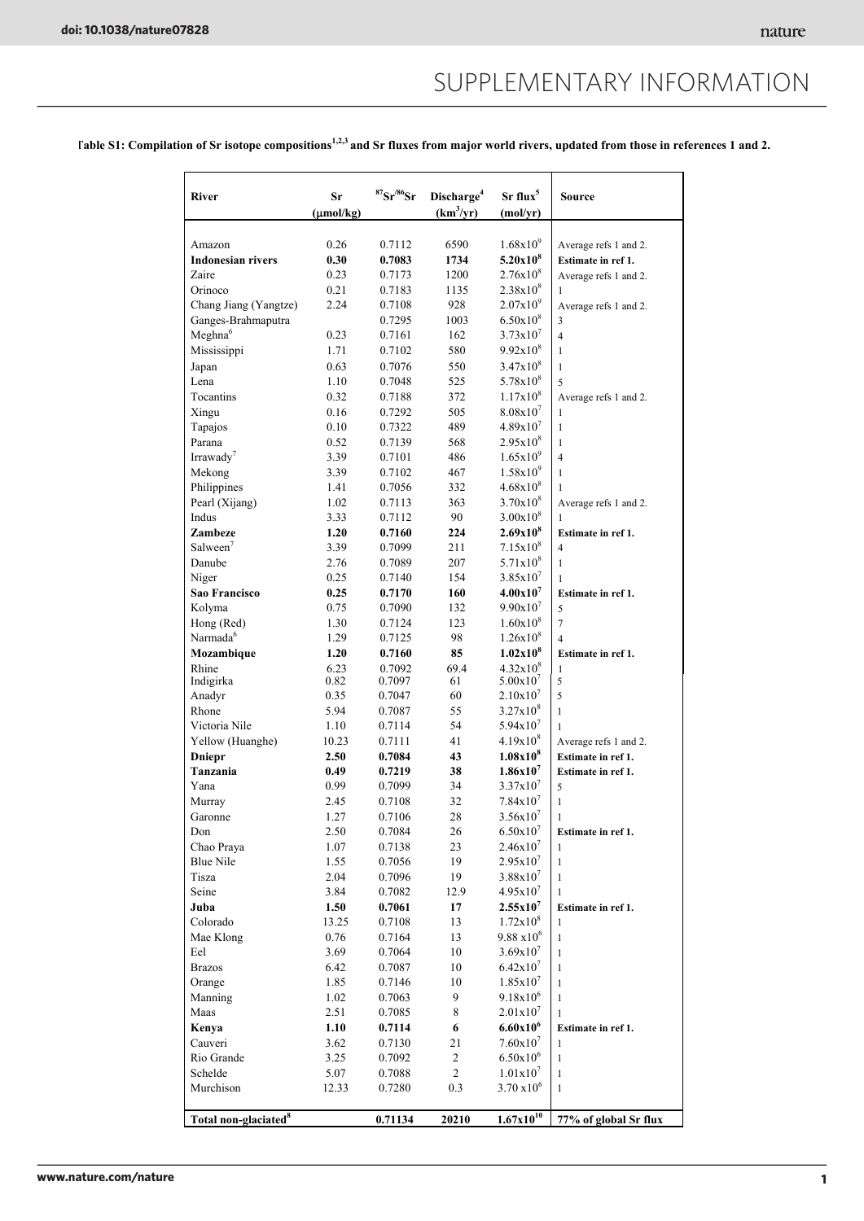**Table S1: Compilation of Sr isotope compositions[1,2,3] and Sr fluxes from major world rivers, updated from those in references 1 and 2.**

| River | Sr (μmol/kg) | $^{87}Sr/^{86}Sr$ | Discharge[4] ($km^3/yr$) | Sr flux[5] (mol/yr) | Source |
|---|---|---|---|---|---|
| Amazon | 0.26 | 0.7112 | 6590 | $1.68x10^{9}$ | Average refs 1 and 2. |
| **Indonesian rivers** | **0.30** | **0.7083** | **1734** | **$5.20x10^{8}$** | **Estimate in ref 1.** |
| Zaire | 0.23 | 0.7173 | 1200 | $2.76x10^{8}$ | Average refs 1 and 2. |
| Orinoco | 0.21 | 0.7183 | 1135 | $2.38x10^{8}$ | 1 |
| Chang Jiang (Yangtze) | 2.24 | 0.7108 | 928 | $2.07x10^{9}$ | Average refs 1 and 2. |
| Ganges-Brahmaputra | | 0.7295 | 1003 | $6.50x10^{8}$ | 3 |
| Meghna[6] | 0.23 | 0.7161 | 162 | $3.73x10^{7}$ | 4 |
| Mississippi | 1.71 | 0.7102 | 580 | $9.92x10^{8}$ | 1 |
| Japan | 0.63 | 0.7076 | 550 | $3.47x10^{8}$ | 1 |
| Lena | 1.10 | 0.7048 | 525 | $5.78x10^{8}$ | 5 |
| Tocantins | 0.32 | 0.7188 | 372 | $1.17x10^{8}$ | Average refs 1 and 2. |
| Xingu | 0.16 | 0.7292 | 505 | $8.08x10^{7}$ | 1 |
| Tapajos | 0.10 | 0.7322 | 489 | $4.89x10^{7}$ | 1 |
| Parana | 0.52 | 0.7139 | 568 | $2.95x10^{8}$ | 1 |
| Irrawady[7] | 3.39 | 0.7101 | 486 | $1.65x10^{9}$ | 4 |
| Mekong | 3.39 | 0.7102 | 467 | $1.58x10^{9}$ | 1 |
| Philippines | 1.41 | 0.7056 | 332 | $4.68x10^{8}$ | 1 |
| Pearl (Xijang) | 1.02 | 0.7113 | 363 | $3.70x10^{8}$ | Average refs 1 and 2. |
| Indus | 3.33 | 0.7112 | 90 | $3.00x10^{8}$ | 1 |
| **Zambeze** | **1.20** | **0.7160** | **224** | **$2.69x10^{8}$** | **Estimate in ref 1.** |
| Salween[7] | 3.39 | 0.7099 | 211 | $7.15x10^{8}$ | 4 |
| Danube | 2.76 | 0.7089 | 207 | $5.71x10^{8}$ | 1 |
| Niger | 0.25 | 0.7140 | 154 | $3.85x10^{7}$ | 1 |
| **Sao Francisco** | **0.25** | **0.7170** | **160** | **$4.00x10^{7}$** | **Estimate in ref 1.** |
| Kolyma | 0.75 | 0.7090 | 132 | $9.90x10^{7}$ | 5 |
| Hong (Red) | 1.30 | 0.7124 | 123 | $1.60x10^{8}$ | 7 |
| Narmada[6] | 1.29 | 0.7125 | 98 | $1.26x10^{8}$ | 4 |
| **Mozambique** | **1.20** | **0.7160** | **85** | **$1.02x10^{8}$** | **Estimate in ref 1.** |
| Rhine | 6.23 | 0.7092 | 69.4 | $4.32x10^{8}$ | 1 |
| Indigirka | 0.82 | 0.7097 | 61 | $5.00x10^{7}$ | 5 |
| Anadyr | 0.35 | 0.7047 | 60 | $2.10x10^{7}$ | 5 |
| Rhone | 5.94 | 0.7087 | 55 | $3.27x10^{8}$ | 1 |
| Victoria Nile | 1.10 | 0.7114 | 54 | $5.94x10^{7}$ | 1 |
| Yellow (Huanghe) | 10.23 | 0.7111 | 41 | $4.19x10^{8}$ | Average refs 1 and 2. |
| **Dniepr** | **2.50** | **0.7084** | **43** | **$1.08x10^{8}$** | **Estimate in ref 1.** |
| **Tanzania** | **0.49** | **0.7219** | **38** | **$1.86x10^{7}$** | **Estimate in ref 1.** |
| Yana | 0.99 | 0.7099 | 34 | $3.37x10^{7}$ | 5 |
| Murray | 2.45 | 0.7108 | 32 | $7.84x10^{7}$ | 1 |
| Garonne | 1.27 | 0.7106 | 28 | $3.56x10^{7}$ | 1 |
| Don | 2.50 | 0.7084 | 26 | $6.50x10^{7}$ | **Estimate in ref 1.** |
| Chao Praya | 1.07 | 0.7138 | 23 | $2.46x10^{7}$ | 1 |
| Blue Nile | 1.55 | 0.7056 | 19 | $2.95x10^{7}$ | 1 |
| Tisza | 2.04 | 0.7096 | 19 | $3.88x10^{7}$ | 1 |
| Seine | 3.84 | 0.7082 | 12.9 | $4.95x10^{7}$ | 1 |
| **Juba** | **1.50** | **0.7061** | **17** | **$2.55x10^{7}$** | **Estimate in ref 1.** |
| Colorado | 13.25 | 0.7108 | 13 | $1.72x10^{8}$ | 1 |
| Mae Klong | 0.76 | 0.7164 | 13 | $9.88 x10^{6}$ | 1 |
| Eel | 3.69 | 0.7064 | 10 | $3.69x10^{7}$ | 1 |
| Brazos | 6.42 | 0.7087 | 10 | $6.42x10^{7}$ | 1 |
| Orange | 1.85 | 0.7146 | 10 | $1.85x10^{7}$ | 1 |
| Manning | 1.02 | 0.7063 | 9 | $9.18x10^{6}$ | 1 |
| Maas | 2.51 | 0.7085 | 8 | $2.01x10^{7}$ | 1 |
| **Kenya** | **1.10** | **0.7114** | **6** | **$6.60x10^{6}$** | **Estimate in ref 1.** |
| Cauveri | 3.62 | 0.7130 | 21 | $7.60x10^{7}$ | 1 |
| Rio Grande | 3.25 | 0.7092 | 2 | $6.50x10^{6}$ | 1 |
| Schelde | 5.07 | 0.7088 | 2 | $1.01x10^{7}$ | 1 |
| Murchison | 12.33 | 0.7280 | 0.3 | $3.70 x10^{6}$ | 1 |
| **Total non-glaciated[8]** | | **0.71134** | **20210** | **$1.67x10^{10}$** | **77% of global Sr flux** |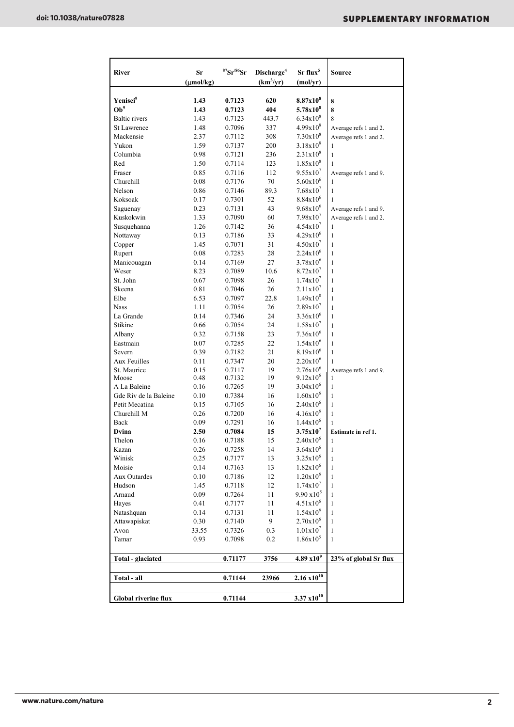| River | Sr (μmol/kg) | $^{87}Sr/^{86}Sr$ | Discharge[4] ($km^3/yr$) | Sr flux[5] (mol/yr) | Source |
|---|---|---|---|---|---|
| **Yenisei[9]** | **1.43** | **0.7123** | **620** | $\mathbf{8.87 \times 10^8}$ | **8** |
| **Ob[9]** | **1.43** | **0.7123** | **404** | $\mathbf{5.78 \times 10^8}$ | **8** |
| Baltic rivers | 1.43 | 0.7123 | 443.7 | $6.34 \times 10^8$ | 8 |
| St Lawrence | 1.48 | 0.7096 | 337 | $4.99 \times 10^8$ | Average refs 1 and 2. |
| Mackensie | 2.37 | 0.7112 | 308 | $7.30 \times 10^8$ | Average refs 1 and 2. |
| Yukon | 1.59 | 0.7137 | 200 | $3.18 \times 10^8$ | 1 |
| Columbia | 0.98 | 0.7121 | 236 | $2.31 \times 10^8$ | 1 |
| Red | 1.50 | 0.7114 | 123 | $1.85 \times 10^8$ | 1 |
| Fraser | 0.85 | 0.7116 | 112 | $9.55 \times 10^7$ | Average refs 1 and 9. |
| Churchill | 0.08 | 0.7176 | 70 | $5.60 \times 10^6$ | 1 |
| Nelson | 0.86 | 0.7146 | 89.3 | $7.68 \times 10^7$ | 1 |
| Koksoak | 0.17 | 0.7301 | 52 | $8.84 \times 10^6$ | 1 |
| Saguenay | 0.23 | 0.7131 | 43 | $9.68 \times 10^6$ | Average refs 1 and 9. |
| Kuskokwin | 1.33 | 0.7090 | 60 | $7.98 \times 10^7$ | Average refs 1 and 2. |
| Susquehanna | 1.26 | 0.7142 | 36 | $4.54 \times 10^7$ | 1 |
| Nottaway | 0.13 | 0.7186 | 33 | $4.29 \times 10^6$ | 1 |
| Copper | 1.45 | 0.7071 | 31 | $4.50 \times 10^7$ | 1 |
| Rupert | 0.08 | 0.7283 | 28 | $2.24 \times 10^6$ | 1 |
| Manicouagan | 0.14 | 0.7169 | 27 | $3.78 \times 10^6$ | 1 |
| Weser | 8.23 | 0.7089 | 10.6 | $8.72 \times 10^7$ | 1 |
| St. John | 0.67 | 0.7098 | 26 | $1.74 \times 10^7$ | 1 |
| Skeena | 0.81 | 0.7046 | 26 | $2.11 \times 10^7$ | 1 |
| Elbe | 6.53 | 0.7097 | 22.8 | $1.49 \times 10^8$ | 1 |
| Nass | 1.11 | 0.7054 | 26 | $2.89 \times 10^7$ | 1 |
| La Grande | 0.14 | 0.7346 | 24 | $3.36 \times 10^6$ | 1 |
| Stikine | 0.66 | 0.7054 | 24 | $1.58 \times 10^7$ | 1 |
| Albany | 0.32 | 0.7158 | 23 | $7.36 \times 10^6$ | 1 |
| Eastmain | 0.07 | 0.7285 | 22 | $1.54 \times 10^6$ | 1 |
| Severn | 0.39 | 0.7182 | 21 | $8.19 \times 10^6$ | 1 |
| Aux Feuilles | 0.11 | 0.7347 | 20 | $2.20 \times 10^6$ | 1 |
| St. Maurice | 0.15 | 0.7117 | 19 | $2.76 \times 10^6$ | Average refs 1 and 9. |
| Moose | 0.48 | 0.7132 | 19 | $9.12 \times 10^6$ | 1 |
| A La Baleine | 0.16 | 0.7265 | 19 | $3.04 \times 10^6$ | 1 |
| Gde Riv de la Baleine | 0.10 | 0.7384 | 16 | $1.60 \times 10^6$ | 1 |
| Petit Mecatina | 0.15 | 0.7105 | 16 | $2.40 \times 10^6$ | 1 |
| Churchill M | 0.26 | 0.7200 | 16 | $4.16 \times 10^6$ | 1 |
| Back | 0.09 | 0.7291 | 16 | $1.44 \times 10^6$ | 1 |
| **Dvina** | **2.50** | **0.7084** | **15** | $\mathbf{3.75 \times 10^7}$ | **Estimate in ref 1.** |
| Thelon | 0.16 | 0.7188 | 15 | $2.40 \times 10^6$ | 1 |
| Kazan | 0.26 | 0.7258 | 14 | $3.64 \times 10^6$ | 1 |
| Winisk | 0.25 | 0.7177 | 13 | $3.25 \times 10^6$ | 1 |
| Moisie | 0.14 | 0.7163 | 13 | $1.82 \times 10^6$ | 1 |
| Aux Outardes | 0.10 | 0.7186 | 12 | $1.20 \times 10^6$ | 1 |
| Hudson | 1.45 | 0.7118 | 12 | $1.74 \times 10^7$ | 1 |
| Arnaud | 0.09 | 0.7264 | 11 | $9.90 \times 10^5$ | 1 |
| Hayes | 0.41 | 0.7177 | 11 | $4.51 \times 10^6$ | 1 |
| Natashquan | 0.14 | 0.7131 | 11 | $1.54 \times 10^6$ | 1 |
| Attawapiskat | 0.30 | 0.7140 | 9 | $2.70 \times 10^6$ | 1 |
| Avon | 33.55 | 0.7326 | 0.3 | $1.01 \times 10^7$ | 1 |
| Tamar | 0.93 | 0.7098 | 0.2 | $1.86 \times 10^5$ | 1 |
| **Total - glaciated** | | **0.71177** | **3756** | $\mathbf{4.89 \times 10^9}$ | **23% of global Sr flux** |
| **Total - all** | | **0.71144** | **23966** | $\mathbf{2.16 \times 10^{10}}$ | |
| **Global riverine flux** | | **0.71144** | | $\mathbf{3.37 \times 10^{10}}$ | |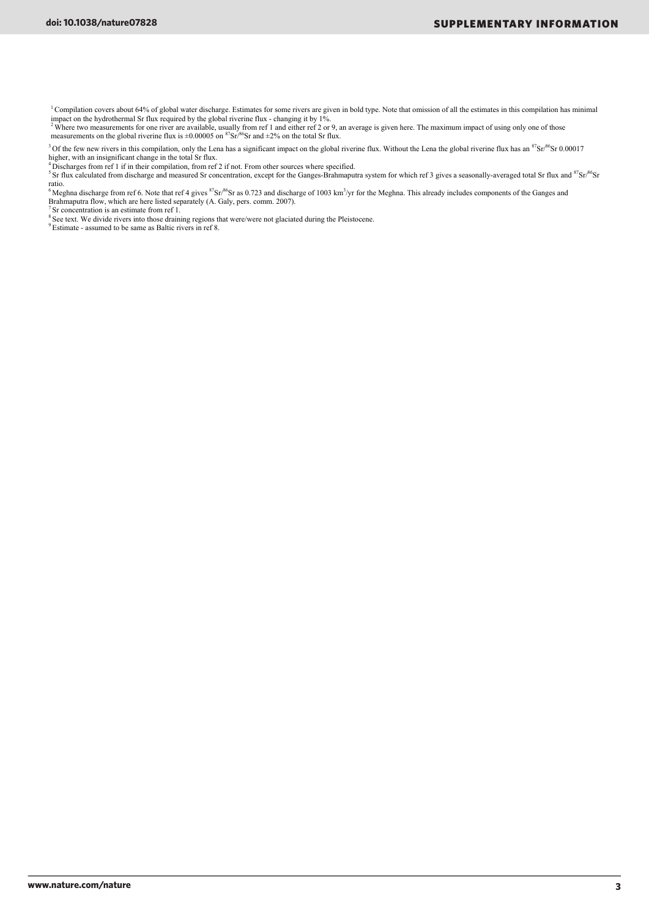[1] Compilation covers about 64% of global water discharge. Estimates for some rivers are given in bold type. Note that omission of all the estimates in this compilation has minimal impact on the hydrothermal Sr flux required by the global riverine flux - changing it by 1%.

[2] Where two measurements for one river are available, usually from ref 1 and either ref 2 or 9, an average is given here. The maximum impact of using only one of those measurements on the global riverine flux is ±0.00005 on $^{87}Sr/^{86}Sr$ and ±2% on the total Sr flux.

[3] Of the few new rivers in this compilation, only the Lena has a significant impact on the global riverine flux. Without the Lena the global riverine flux has an $^{87}Sr/^{86}Sr$ 0.00017 higher, with an insignificant change in the total Sr flux.

[4] Discharges from ref 1 if in their compilation, from ref 2 if not. From other sources where specified.

[5] Sr flux calculated from discharge and measured Sr concentration, except for the Ganges-Brahmaputra system for which ref 3 gives a seasonally-averaged total Sr flux and $^{87}Sr/^{86}Sr$ ratio.

[6] Meghna discharge from ref 6. Note that ref 4 gives $^{87}Sr/^{86}Sr$ as 0.723 and discharge of 1003 $km^3$/yr for the Meghna. This already includes components of the Ganges and Brahmaputra flow, which are here listed separately (A. Galy, pers. comm. 2007).

[7] Sr concentration is an estimate from ref 1.

[8] See text. We divide rivers into those draining regions that were/were not glaciated during the Pleistocene.

[9] Estimate - assumed to be same as Baltic rivers in ref 8.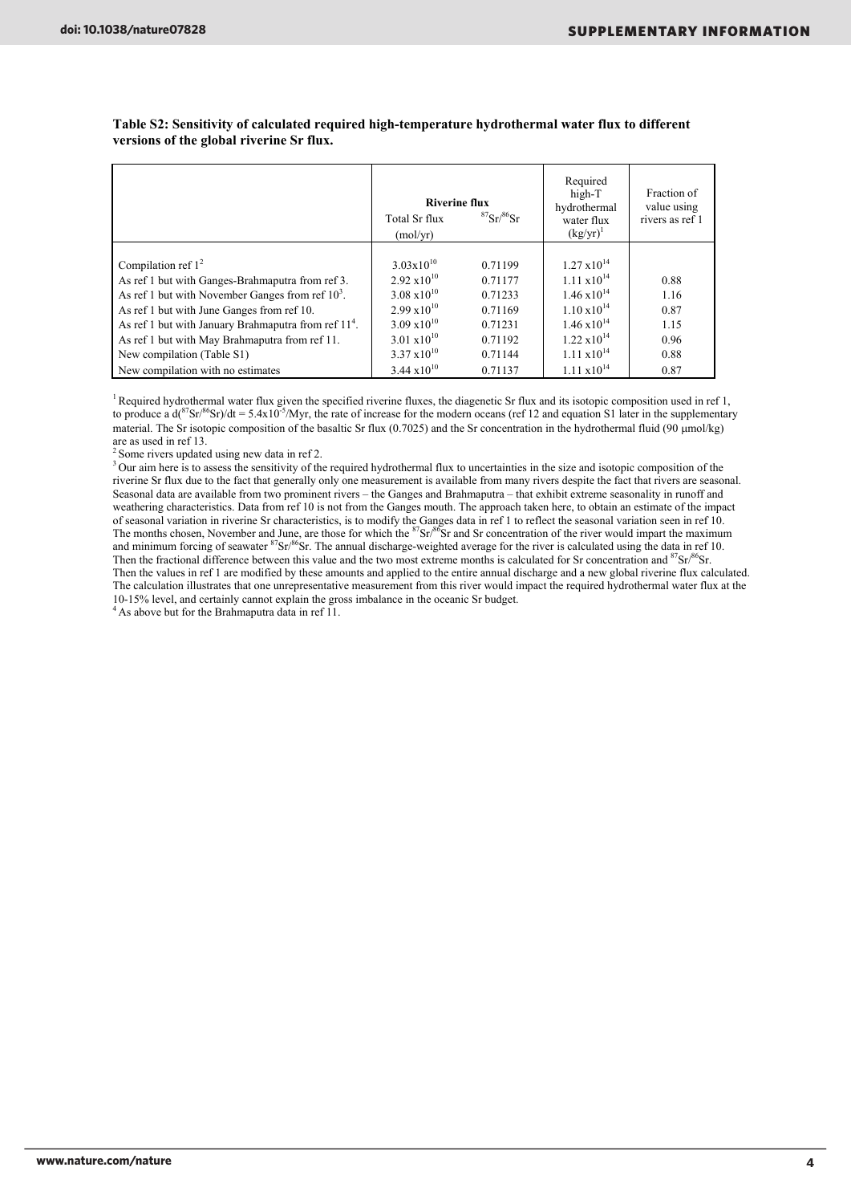**Table S2: Sensitivity of calculated required high-temperature hydrothermal water flux to different versions of the global riverine Sr flux.**

| | Riverine flux | | Required high-T hydrothermal water flux (kg/yr)[1] | Fraction of value using rivers as ref 1 |
|---|---|---|---|---|
| | Total Sr flux (mol/yr) | $^{87}Sr/^{86}Sr$ | | |
| Compilation ref 1[2] | $3.03 \times 10^{10}$ | 0.71199 | $1.27 \times 10^{14}$ | |
| As ref 1 but with Ganges-Brahmaputra from ref 3. | $2.92 \times 10^{10}$ | 0.71177 | $1.11 \times 10^{14}$ | 0.88 |
| As ref 1 but with November Ganges from ref 10[3]. | $3.08 \times 10^{10}$ | 0.71233 | $1.46 \times 10^{14}$ | 1.16 |
| As ref 1 but with June Ganges from ref 10. | $2.99 \times 10^{10}$ | 0.71169 | $1.10 \times 10^{14}$ | 0.87 |
| As ref 1 but with January Brahmaputra from ref 11[4]. | $3.09 \times 10^{10}$ | 0.71231 | $1.46 \times 10^{14}$ | 1.15 |
| As ref 1 but with May Brahmaputra from ref 11. | $3.01 \times 10^{10}$ | 0.71192 | $1.22 \times 10^{14}$ | 0.96 |
| New compilation (Table S1) | $3.37 \times 10^{10}$ | 0.71144 | $1.11 \times 10^{14}$ | 0.88 |
| New compilation with no estimates | $3.44 \times 10^{10}$ | 0.71137 | $1.11 \times 10^{14}$ | 0.87 |

[1] Required hydrothermal water flux given the specified riverine fluxes, the diagenetic Sr flux and its isotopic composition used in ref 1, to produce a $d(^{87}Sr/^{86}Sr)/dt = 5.4 \times 10^{-5}$/Myr, the rate of increase for the modern oceans (ref 12 and equation S1 later in the supplementary material. The Sr isotopic composition of the basaltic Sr flux (0.7025) and the Sr concentration in the hydrothermal fluid (90 μmol/kg) are as used in ref 13.

[2] Some rivers updated using new data in ref 2.

[3] Our aim here is to assess the sensitivity of the required hydrothermal flux to uncertainties in the size and isotopic composition of the riverine Sr flux due to the fact that generally only one measurement is available from many rivers despite the fact that rivers are seasonal. Seasonal data are available from two prominent rivers – the Ganges and Brahmaputra – that exhibit extreme seasonality in runoff and weathering characteristics. Data from ref 10 is not from the Ganges mouth. The approach taken here, to obtain an estimate of the impact of seasonal variation in riverine Sr characteristics, is to modify the Ganges data in ref 1 to reflect the seasonal variation seen in ref 10. The months chosen, November and June, are those for which the $^{87}Sr/^{86}Sr$ and Sr concentration of the river would impart the maximum and minimum forcing of seawater $^{87}Sr/^{86}Sr$. The annual discharge-weighted average for the river is calculated using the data in ref 10. Then the fractional difference between this value and the two most extreme months is calculated for Sr concentration and $^{87}Sr/^{86}Sr$. Then the values in ref 1 are modified by these amounts and applied to the entire annual discharge and a new global riverine flux calculated. The calculation illustrates that one unrepresentative measurement from this river would impact the required hydrothermal water flux at the 10-15% level, and certainly cannot explain the gross imbalance in the oceanic Sr budget.

[4] As above but for the Brahmaputra data in ref 11.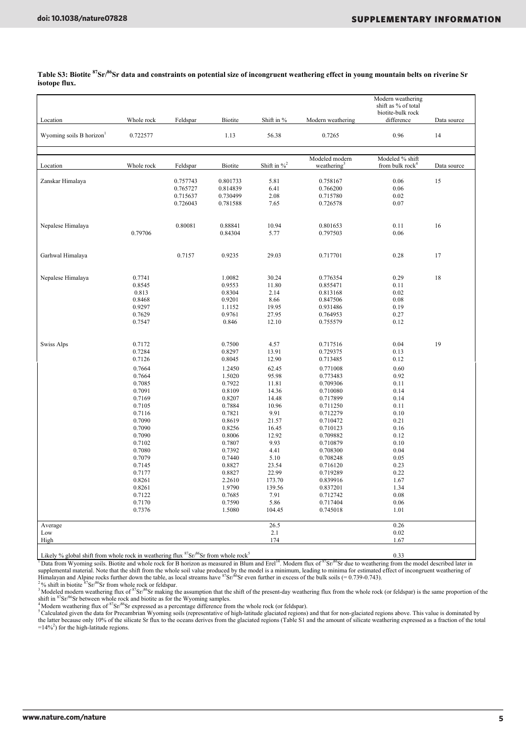**Table S3: Biotite $^{87}Sr/^{86}Sr$ data and constraints on potential size of incongruent weathering effect in young mountain belts on riverine Sr isotope flux.**

| Location | Whole rock | Feldspar | Biotite | Shift in % | Modern weathering | Modern weathering shift as % of total biotite-bulk rock difference | Data source |
|---|---|---|---|---|---|---|---|
| Wyoming soils B horizon[1] | 0.722577 | | 1.13 | 56.38 | 0.7265 | 0.96 | 14 |

| Location | Whole rock | Feldspar | Biotite | Shift in %[2] | Modeled modern weathering[3] | Modeled % shift from bulk rock[4] | Data source |
|---|---|---|---|---|---|---|---|
| Zanskar Himalaya | | 0.757743 | 0.801733 | 5.81 | 0.758167 | 0.06 | 15 |
| | | 0.765727 | 0.814839 | 6.41 | 0.766200 | 0.06 | |
| | | 0.715637 | 0.730499 | 2.08 | 0.715780 | 0.02 | |
| | | 0.726043 | 0.781588 | 7.65 | 0.726578 | 0.07 | |
| Nepalese Himalaya | | 0.80081 | 0.88841 | 10.94 | 0.801653 | 0.11 | 16 |
| | 0.79706 | | 0.84304 | 5.77 | 0.797503 | 0.06 | |
| Garhwal Himalaya | | 0.7157 | 0.9235 | 29.03 | 0.717701 | 0.28 | 17 |
| Nepalese Himalaya | 0.7741 | | 1.0082 | 30.24 | 0.776354 | 0.29 | 18 |
| | 0.8545 | | 0.9553 | 11.80 | 0.855471 | 0.11 | |
| | 0.813 | | 0.8304 | 2.14 | 0.813168 | 0.02 | |
| | 0.8468 | | 0.9201 | 8.66 | 0.847506 | 0.08 | |
| | 0.9297 | | 1.1152 | 19.95 | 0.931486 | 0.19 | |
| | 0.7629 | | 0.9761 | 27.95 | 0.764953 | 0.27 | |
| | 0.7547 | | 0.846 | 12.10 | 0.755579 | 0.12 | |
| Swiss Alps | 0.7172 | | 0.7500 | 4.57 | 0.717516 | 0.04 | 19 |
| | 0.7284 | | 0.8297 | 13.91 | 0.729375 | 0.13 | |
| | 0.7126 | | 0.8045 | 12.90 | 0.713485 | 0.12 | |
| | 0.7664 | | 1.2450 | 62.45 | 0.771008 | 0.60 | |
| | 0.7664 | | 1.5020 | 95.98 | 0.773483 | 0.92 | |
| | 0.7085 | | 0.7922 | 11.81 | 0.709306 | 0.11 | |
| | 0.7091 | | 0.8109 | 14.36 | 0.710080 | 0.14 | |
| | 0.7169 | | 0.8207 | 14.48 | 0.717899 | 0.14 | |
| | 0.7105 | | 0.7884 | 10.96 | 0.711250 | 0.11 | |
| | 0.7116 | | 0.7821 | 9.91 | 0.712279 | 0.10 | |
| | 0.7090 | | 0.8619 | 21.57 | 0.710472 | 0.21 | |
| | 0.7090 | | 0.8256 | 16.45 | 0.710123 | 0.16 | |
| | 0.7090 | | 0.8006 | 12.92 | 0.709882 | 0.12 | |
| | 0.7102 | | 0.7807 | 9.93 | 0.710879 | 0.10 | |
| | 0.7080 | | 0.7392 | 4.41 | 0.708300 | 0.04 | |
| | 0.7079 | | 0.7440 | 5.10 | 0.708248 | 0.05 | |
| | 0.7145 | | 0.8827 | 23.54 | 0.716120 | 0.23 | |
| | 0.7177 | | 0.8827 | 22.99 | 0.719289 | 0.22 | |
| | 0.8261 | | 2.2610 | 173.70 | 0.839916 | 1.67 | |
| | 0.8261 | | 1.9790 | 139.56 | 0.837201 | 1.34 | |
| | 0.7122 | | 0.7685 | 7.91 | 0.712742 | 0.08 | |
| | 0.7170 | | 0.7590 | 5.86 | 0.717404 | 0.06 | |
| | 0.7376 | | 1.5080 | 104.45 | 0.745018 | 1.01 | |
| Average | | | | 26.5 | | 0.26 | |
| Low | | | | 2.1 | | 0.02 | |
| High | | | | 174 | | 1.67 | |
| Likely % global shift from whole rock in weathering flux $^{87}Sr/^{86}Sr$ from whole rock[5] | | | | | | 0.33 | |

[1] Data from Wyoming soils. Biotite and whole rock for B horizon as measured in Blum and Erel[14]. Modern flux of $^{87}Sr/^{86}Sr$ due to weathering from the model described later in supplemental material. Note that the shift from the whole soil value produced by the model is a minimum, leading to minima for estimated effect of incongruent weathering of Himalayan and Alpine rocks further down the table, as local streams have $^{87}Sr/^{86}Sr$ even further in excess of the bulk soils (= 0.739-0.743).

[2] % shift in biotite $^{87}Sr/^{86}Sr$ from whole rock or feldspar.

[3] Modeled modern weathering flux of $^{87}Sr/^{86}Sr$ making the assumption that the shift of the present-day weathering flux from the whole rock (or feldspar) is the same proportion of the shift in $^{87}Sr/^{86}Sr$ between whole rock and biotite as for the Wyoming samples.

[4] Modern weathering flux of $^{87}Sr/^{86}Sr$ expressed as a percentage difference from the whole rock (or feldspar).

[5] Calculated given the data for Precambrian Wyoming soils (representative of high-latitude glaciated regions) and that for non-glaciated regions above. This value is dominated by the latter because only 10% of the silicate Sr flux to the oceans derives from the glaciated regions (Table S1 and the amount of silicate weathering expressed as a fraction of the total =14%[2]) for the high-latitude regions.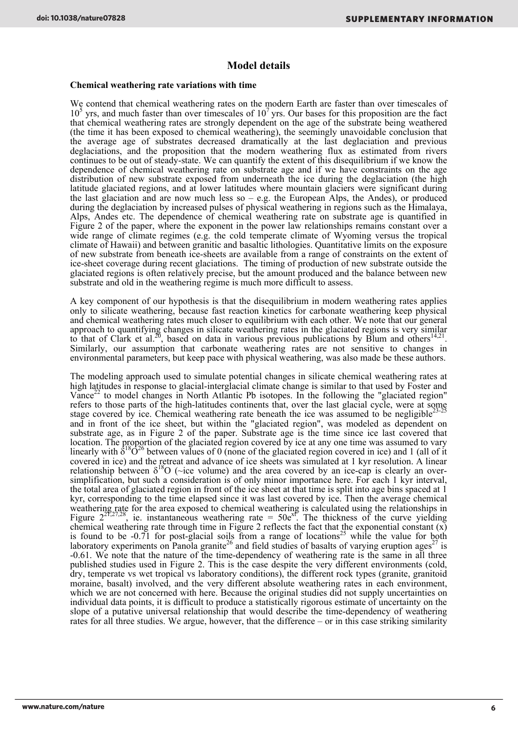## Model details

### Chemical weathering rate variations with time

We contend that chemical weathering rates on the modern Earth are faster than over timescales of $10^5$ yrs, and much faster than over timescales of $10^7$ yrs. Our bases for this proposition are the fact that chemical weathering rates are strongly dependent on the age of the substrate being weathered (the time it has been exposed to chemical weathering), the seemingly unavoidable conclusion that the average age of substrates decreased dramatically at the last deglaciation and previous deglaciations, and the proposition that the modern weathering flux as estimated from rivers continues to be out of steady-state. We can quantify the extent of this disequilibrium if we know the dependence of chemical weathering rate on substrate age and if we have constraints on the age distribution of new substrate exposed from underneath the ice during the deglaciation (the high latitude glaciated regions, and at lower latitudes where mountain glaciers were significant during the last glaciation and are now much less so – e.g. the European Alps, the Andes), or produced during the deglaciation by increased pulses of physical weathering in regions such as the Himalaya, Alps, Andes etc. The dependence of chemical weathering rate on substrate age is quantified in Figure 2 of the paper, where the exponent in the power law relationships remains constant over a wide range of climate regimes (e.g. the cold temperate climate of Wyoming versus the tropical climate of Hawaii) and between granitic and basaltic lithologies. Quantitative limits on the exposure of new substrate from beneath ice-sheets are available from a range of constraints on the extent of ice-sheet coverage during recent glaciations. The timing of production of new substrate outside the glaciated regions is often relatively precise, but the amount produced and the balance between new substrate and old in the weathering regime is much more difficult to assess.

A key component of our hypothesis is that the disequilibrium in modern weathering rates applies only to silicate weathering, because fast reaction kinetics for carbonate weathering keep physical and chemical weathering rates much closer to equilibrium with each other. We note that our general approach to quantifying changes in silicate weathering rates in the glaciated regions is very similar to that of Clark et al.[20], based on data in various previous publications by Blum and others[14,21]. Similarly, our assumption that carbonate weathering rates are not sensitive to changes in environmental parameters, but keep pace with physical weathering, was also made be these authors.

The modeling approach used to simulate potential changes in silicate chemical weathering rates at high latitudes in response to glacial-interglacial climate change is similar to that used by Foster and Vance[22] to model changes in North Atlantic Pb isotopes. In the following the "glaciated region" refers to those parts of the high-latitudes continents that, over the last glacial cycle, were at some stage covered by ice. Chemical weathering rate beneath the ice was assumed to be negligible[23-25] and in front of the ice sheet, but within the "glaciated region", was modeled as dependent on substrate age, as in Figure 2 of the paper. Substrate age is the time since ice last covered that location. The proportion of the glaciated region covered by ice at any one time was assumed to vary linearly with $\delta^{18}O$[26] between values of 0 (none of the glaciated region covered in ice) and 1 (all of it covered in ice) and the retreat and advance of ice sheets was simulated at 1 kyr resolution. A linear relationship between $\delta^{18}O$ (~ice volume) and the area covered by an ice-cap is clearly an over-simplification, but such a consideration is of only minor importance here. For each 1 kyr interval, the total area of glaciated region in front of the ice sheet at that time is split into age bins spaced at 1 kyr, corresponding to the time elapsed since it was last covered by ice. Then the average chemical weathering rate for the area exposed to chemical weathering is calculated using the relationships in Figure 2[21,27,28], ie. instantaneous weathering rate = $50e^{xt}$. The thickness of the curve yielding chemical weathering rate through time in Figure 2 reflects the fact that the exponential constant (x) is found to be -0.71 for post-glacial soils from a range of locations[25] while the value for both laboratory experiments on Panola granite[26] and field studies of basalts of varying eruption ages[27] is -0.61. We note that the nature of the time-dependency of weathering rate is the same in all three published studies used in Figure 2. This is the case despite the very different environments (cold, dry, temperate vs wet tropical vs laboratory conditions), the different rock types (granite, granitoid moraine, basalt) involved, and the very different absolute weathering rates in each environment, which we are not concerned with here. Because the original studies did not supply uncertainties on individual data points, it is difficult to produce a statistically rigorous estimate of uncertainty on the slope of a putative universal relationship that would describe the time-dependency of weathering rates for all three studies. We argue, however, that the difference – or in this case striking similarity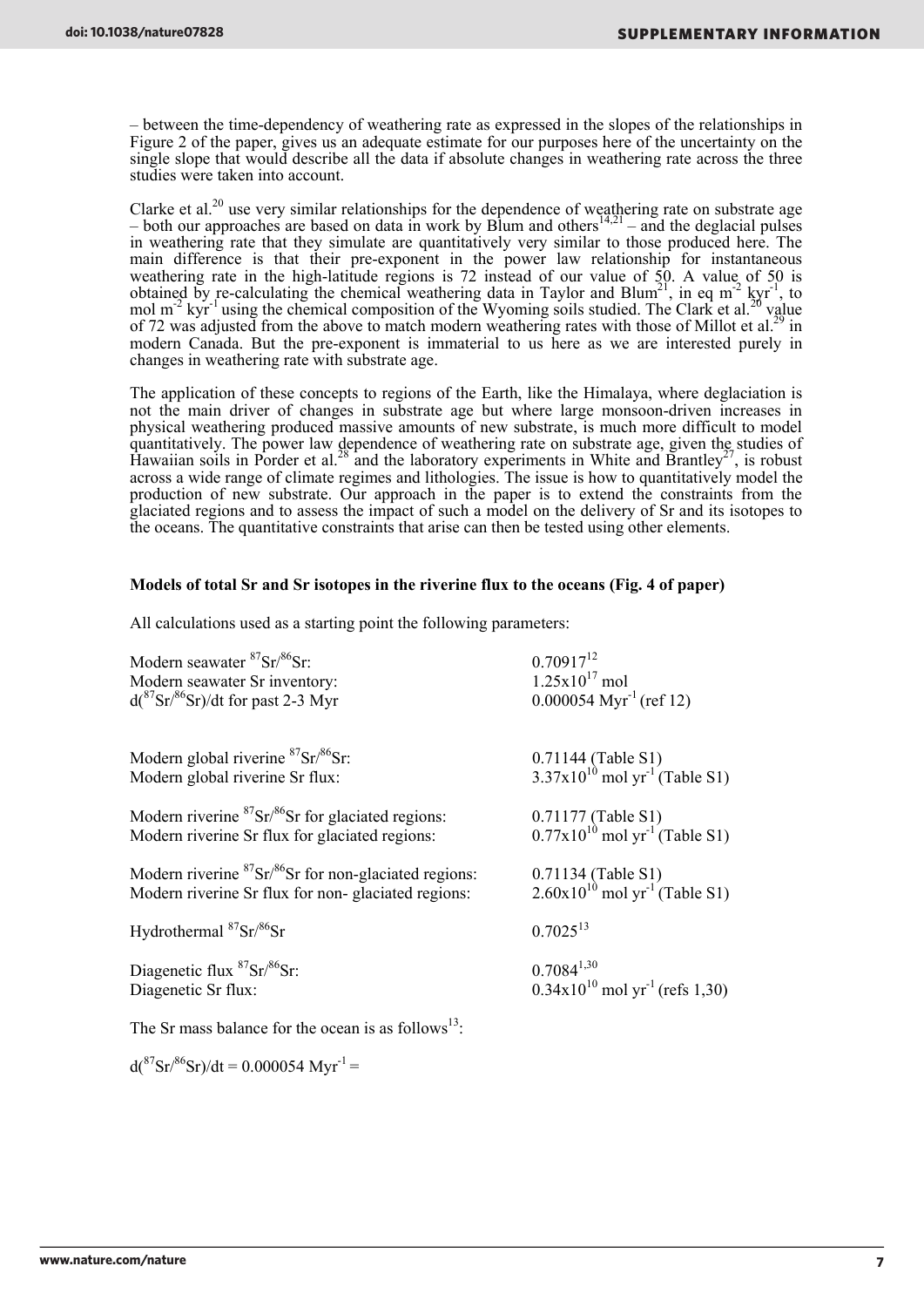– between the time-dependency of weathering rate as expressed in the slopes of the relationships in Figure 2 of the paper, gives us an adequate estimate for our purposes here of the uncertainty on the single slope that would describe all the data if absolute changes in weathering rate across the three studies were taken into account.

Clarke et al.[20] use very similar relationships for the dependence of weathering rate on substrate age – both our approaches are based on data in work by Blum and others[14,21] – and the deglacial pulses in weathering rate that they simulate are quantitatively very similar to those produced here. The main difference is that their pre-exponent in the power law relationship for instantaneous weathering rate in the high-latitude regions is 72 instead of our value of 50. A value of 50 is obtained by re-calculating the chemical weathering data in Taylor and Blum[21], in eq $m^{-2}$ $kyr^{-1}$, to mol $m^{-2}$ $kyr^{-1}$ using the chemical composition of the Wyoming soils studied. The Clark et al.[20] value of 72 was adjusted from the above to match modern weathering rates with those of Millot et al.[29] in modern Canada. But the pre-exponent is immaterial to us here as we are interested purely in changes in weathering rate with substrate age.

The application of these concepts to regions of the Earth, like the Himalaya, where deglaciation is not the main driver of changes in substrate age but where large monsoon-driven increases in physical weathering produced massive amounts of new substrate, is much more difficult to model quantitatively. The power law dependence of weathering rate on substrate age, given the studies of Hawaiian soils in Porder et al.[28] and the laboratory experiments in White and Brantley[27], is robust across a wide range of climate regimes and lithologies. The issue is how to quantitatively model the production of new substrate. Our approach in the paper is to extend the constraints from the glaciated regions and to assess the impact of such a model on the delivery of Sr and its isotopes to the oceans. The quantitative constraints that arise can then be tested using other elements.

**Models of total Sr and Sr isotopes in the riverine flux to the oceans (Fig. 4 of paper)**

All calculations used as a starting point the following parameters:

| | |
|---|---|
| Modern seawater $^{87}Sr/^{86}Sr$: | 0.70917[12] |
| Modern seawater Sr inventory: | $1.25x10^{17}$ mol |
| $d(^{87}Sr/^{86}Sr)/dt$ for past 2-3 Myr | 0.000054 $Myr^{-1}$ (ref 12) |
| | |
| Modern global riverine $^{87}Sr/^{86}Sr$: | 0.71144 (Table S1) |
| Modern global riverine Sr flux: | $3.37x10^{10}$ mol $yr^{-1}$ (Table S1) |
| | |
| Modern riverine $^{87}Sr/^{86}Sr$ for glaciated regions: | 0.71177 (Table S1) |
| Modern riverine Sr flux for glaciated regions: | $0.77x10^{10}$ mol $yr^{-1}$ (Table S1) |
| | |
| Modern riverine $^{87}Sr/^{86}Sr$ for non-glaciated regions: | 0.71134 (Table S1) |
| Modern riverine Sr flux for non- glaciated regions: | $2.60x10^{10}$ mol $yr^{-1}$ (Table S1) |
| | |
| Hydrothermal $^{87}Sr/^{86}Sr$ | 0.7025[13] |
| | |
| Diagenetic flux $^{87}Sr/^{86}Sr$: | 0.7084[1,30] |
| Diagenetic Sr flux: | $0.34x10^{10}$ mol $yr^{-1}$ (refs 1,30) |

The Sr mass balance for the ocean is as follows[13]:

$d(^{87}Sr/^{86}Sr)/dt = 0.000054\ Myr^{-1} =$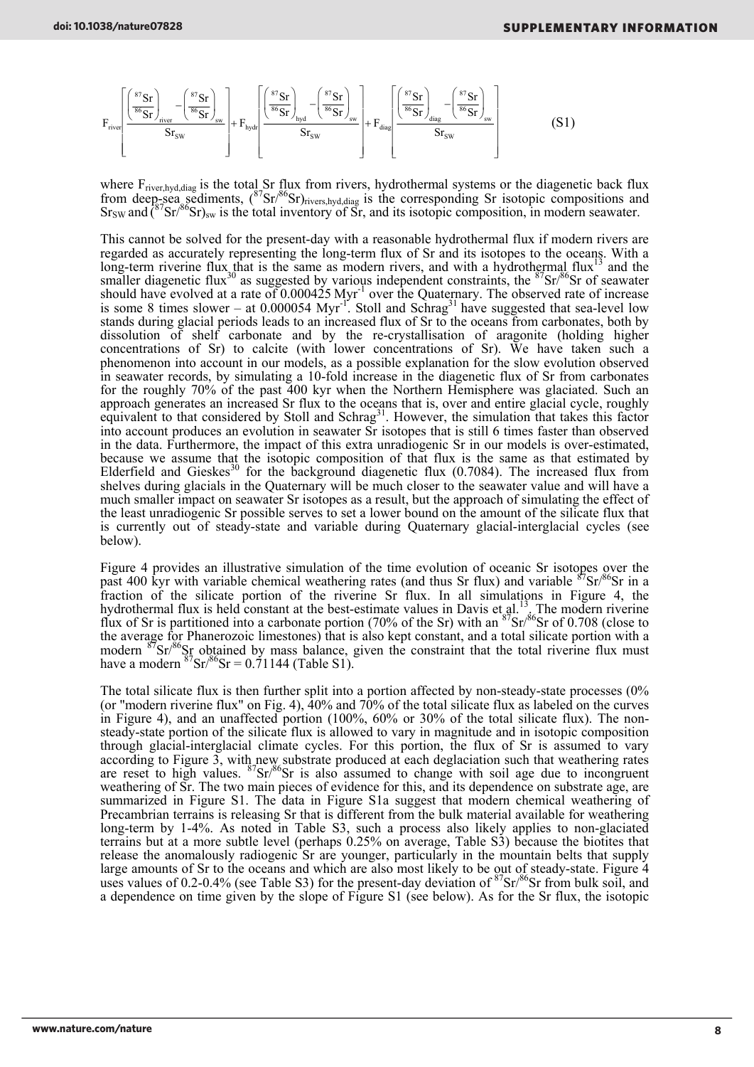$$F_{river}\left[\frac{\left(\frac{^{87}Sr}{^{86}Sr}\right)_{river}-\left(\frac{^{87}Sr}{^{86}Sr}\right)_{sw}}{Sr_{SW}}\right]+F_{hydr}\left[\frac{\left(\frac{^{87}Sr}{^{86}Sr}\right)_{hyd}-\left(\frac{^{87}Sr}{^{86}Sr}\right)_{sw}}{Sr_{SW}}\right]+F_{diag}\left[\frac{\left(\frac{^{87}Sr}{^{86}Sr}\right)_{diag}-\left(\frac{^{87}Sr}{^{86}Sr}\right)_{sw}}{Sr_{SW}}\right] \qquad (S1)$$

where $F_{river,hyd,diag}$ is the total Sr flux from rivers, hydrothermal systems or the diagenetic back flux from deep-sea sediments, $(^{87}Sr/^{86}Sr)_{rivers,hyd,diag}$ is the corresponding Sr isotopic compositions and $Sr_{SW}$ and $(^{87}Sr/^{86}Sr)_{sw}$ is the total inventory of Sr, and its isotopic composition, in modern seawater.

This cannot be solved for the present-day with a reasonable hydrothermal flux if modern rivers are regarded as accurately representing the long-term flux of Sr and its isotopes to the oceans. With a long-term riverine flux that is the same as modern rivers, and with a hydrothermal flux[13] and the smaller diagenetic flux[30] as suggested by various independent constraints, the $^{87}Sr/^{86}Sr$ of seawater should have evolved at a rate of 0.000425 $Myr^{-1}$ over the Quaternary. The observed rate of increase is some 8 times slower – at 0.000054 $Myr^{-1}$. Stoll and Schrag[31] have suggested that sea-level low stands during glacial periods leads to an increased flux of Sr to the oceans from carbonates, both by dissolution of shelf carbonate and by the re-crystallisation of aragonite (holding higher concentrations of Sr) to calcite (with lower concentrations of Sr). We have taken such a phenomenon into account in our models, as a possible explanation for the slow evolution observed in seawater records, by simulating a 10-fold increase in the diagenetic flux of Sr from carbonates for the roughly 70% of the past 400 kyr when the Northern Hemisphere was glaciated. Such an approach generates an increased Sr flux to the oceans that is, over and entire glacial cycle, roughly equivalent to that considered by Stoll and Schrag[31]. However, the simulation that takes this factor into account produces an evolution in seawater Sr isotopes that is still 6 times faster than observed in the data. Furthermore, the impact of this extra unradiogenic Sr in our models is over-estimated, because we assume that the isotopic composition of that flux is the same as that estimated by Elderfield and Gieskes[30] for the background diagenetic flux (0.7084). The increased flux from shelves during glacials in the Quaternary will be much closer to the seawater value and will have a much smaller impact on seawater Sr isotopes as a result, but the approach of simulating the effect of the least unradiogenic Sr possible serves to set a lower bound on the amount of the silicate flux that is currently out of steady-state and variable during Quaternary glacial-interglacial cycles (see below).

Figure 4 provides an illustrative simulation of the time evolution of oceanic Sr isotopes over the past 400 kyr with variable chemical weathering rates (and thus Sr flux) and variable $^{87}Sr/^{86}Sr$ in a fraction of the silicate portion of the riverine Sr flux. In all simulations in Figure 4, the hydrothermal flux is held constant at the best-estimate values in Davis et al.[13]. The modern riverine flux of Sr is partitioned into a carbonate portion (70% of the Sr) with an $^{87}Sr/^{86}Sr$ of 0.708 (close to the average for Phanerozoic limestones) that is also kept constant, and a total silicate portion with a modern $^{87}Sr/^{86}Sr$ obtained by mass balance, given the constraint that the total riverine flux must have a modern $^{87}Sr/^{86}Sr$ = 0.71144 (Table S1).

The total silicate flux is then further split into a portion affected by non-steady-state processes (0% (or "modern riverine flux" on Fig. 4), 40% and 70% of the total silicate flux as labeled on the curves in Figure 4), and an unaffected portion (100%, 60% or 30% of the total silicate flux). The non-steady-state portion of the silicate flux is allowed to vary in magnitude and in isotopic composition through glacial-interglacial climate cycles. For this portion, the flux of Sr is assumed to vary according to Figure 3, with new substrate produced at each deglaciation such that weathering rates are reset to high values. $^{87}Sr/^{86}Sr$ is also assumed to change with soil age due to incongruent weathering of Sr. The two main pieces of evidence for this, and its dependence on substrate age, are summarized in Figure S1. The data in Figure S1a suggest that modern chemical weathering of Precambrian terrains is releasing Sr that is different from the bulk material available for weathering long-term by 1-4%. As noted in Table S3, such a process also likely applies to non-glaciated terrains but at a more subtle level (perhaps 0.25% on average, Table S3) because the biotites that release the anomalously radiogenic Sr are younger, particularly in the mountain belts that supply large amounts of Sr to the oceans and which are also most likely to be out of steady-state. Figure 4 uses values of 0.2-0.4% (see Table S3) for the present-day deviation of $^{87}Sr/^{86}Sr$ from bulk soil, and a dependence on time given by the slope of Figure S1 (see below). As for the Sr flux, the isotopic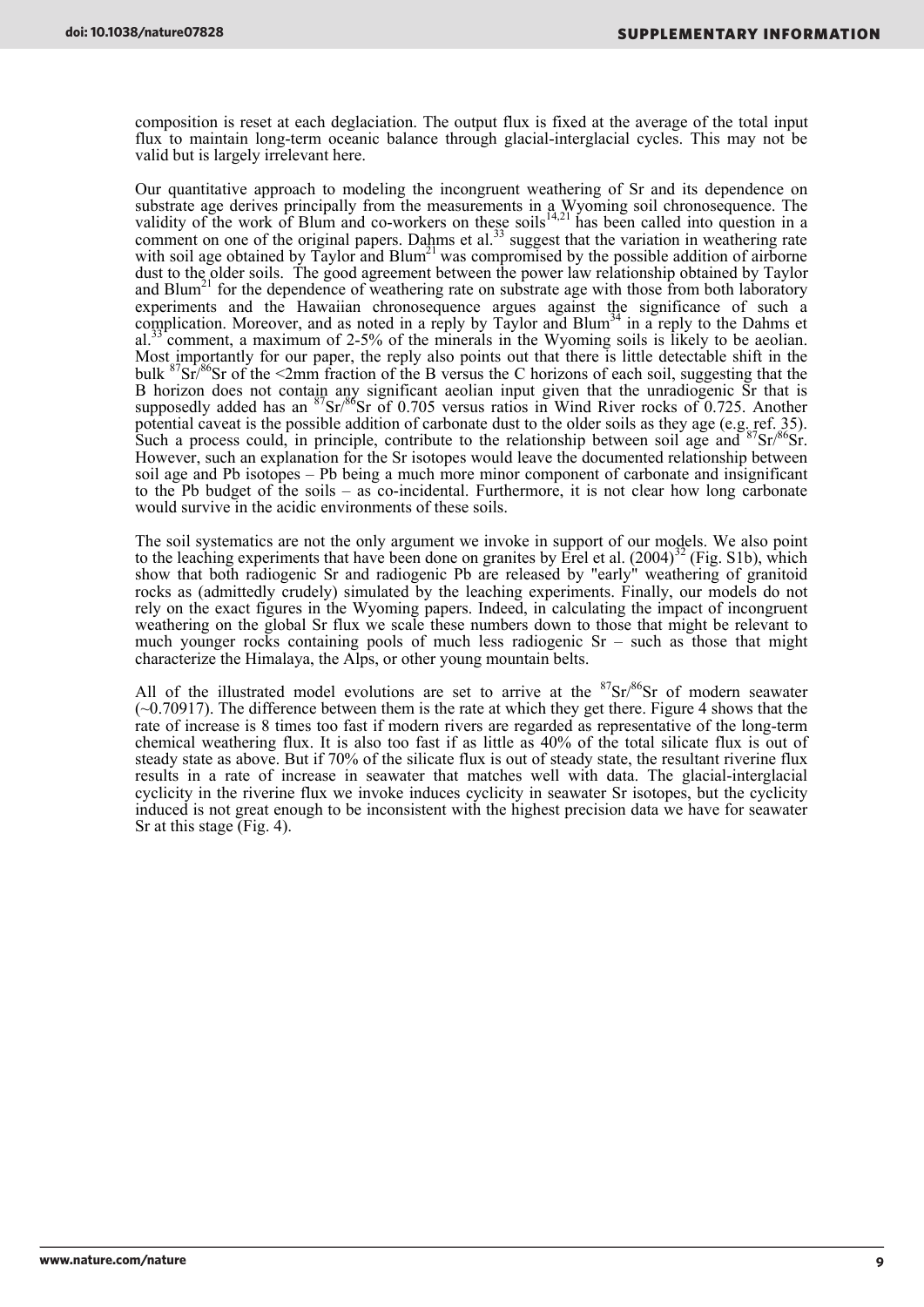composition is reset at each deglaciation. The output flux is fixed at the average of the total input flux to maintain long-term oceanic balance through glacial-interglacial cycles. This may not be valid but is largely irrelevant here.

Our quantitative approach to modeling the incongruent weathering of Sr and its dependence on substrate age derives principally from the measurements in a Wyoming soil chronosequence. The validity of the work of Blum and co-workers on these soils[14,21] has been called into question in a comment on one of the original papers. Dahms et al.[33] suggest that the variation in weathering rate with soil age obtained by Taylor and Blum[21] was compromised by the possible addition of airborne dust to the older soils. The good agreement between the power law relationship obtained by Taylor and Blum[21] for the dependence of weathering rate on substrate age with those from both laboratory experiments and the Hawaiian chronosequence argues against the significance of such a complication. Moreover, and as noted in a reply by Taylor and Blum[34] in a reply to the Dahms et al.[33] comment, a maximum of 2-5% of the minerals in the Wyoming soils is likely to be aeolian. Most importantly for our paper, the reply also points out that there is little detectable shift in the bulk $^{87}Sr/^{86}Sr$ of the <2mm fraction of the B versus the C horizons of each soil, suggesting that the B horizon does not contain any significant aeolian input given that the unradiogenic Sr that is supposedly added has an $^{87}Sr/^{86}Sr$ of 0.705 versus ratios in Wind River rocks of 0.725. Another potential caveat is the possible addition of carbonate dust to the older soils as they age (e.g. ref. 35). Such a process could, in principle, contribute to the relationship between soil age and $^{87}Sr/^{86}Sr$. However, such an explanation for the Sr isotopes would leave the documented relationship between soil age and Pb isotopes – Pb being a much more minor component of carbonate and insignificant to the Pb budget of the soils – as co-incidental. Furthermore, it is not clear how long carbonate would survive in the acidic environments of these soils.

The soil systematics are not the only argument we invoke in support of our models. We also point to the leaching experiments that have been done on granites by Erel et al. (2004)[32] (Fig. S1b), which show that both radiogenic Sr and radiogenic Pb are released by "early" weathering of granitoid rocks as (admittedly crudely) simulated by the leaching experiments. Finally, our models do not rely on the exact figures in the Wyoming papers. Indeed, in calculating the impact of incongruent weathering on the global Sr flux we scale these numbers down to those that might be relevant to much younger rocks containing pools of much less radiogenic Sr – such as those that might characterize the Himalaya, the Alps, or other young mountain belts.

All of the illustrated model evolutions are set to arrive at the $^{87}Sr/^{86}Sr$ of modern seawater (~0.70917). The difference between them is the rate at which they get there. Figure 4 shows that the rate of increase is 8 times too fast if modern rivers are regarded as representative of the long-term chemical weathering flux. It is also too fast if as little as 40% of the total silicate flux is out of steady state as above. But if 70% of the silicate flux is out of steady state, the resultant riverine flux results in a rate of increase in seawater that matches well with data. The glacial-interglacial cyclicity in the riverine flux we invoke induces cyclicity in seawater Sr isotopes, but the cyclicity induced is not great enough to be inconsistent with the highest precision data we have for seawater Sr at this stage (Fig. 4).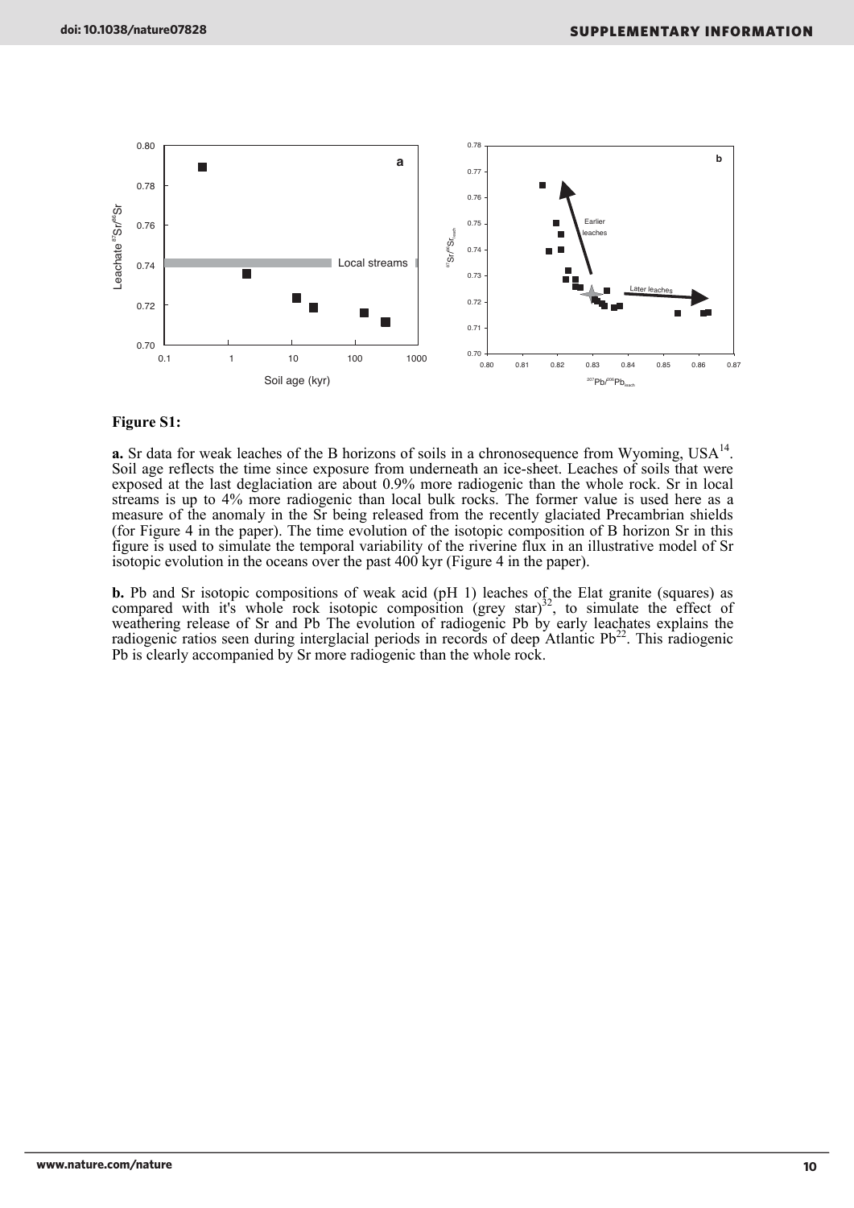**Figure S1:**

**a.** Sr data for weak leaches of the B horizons of soils in a chronosequence from Wyoming, USA[14]. Soil age reflects the time since exposure from underneath an ice-sheet. Leaches of soils that were exposed at the last deglaciation are about 0.9% more radiogenic than the whole rock. Sr in local streams is up to 4% more radiogenic than local bulk rocks. The former value is used here as a measure of the anomaly in the Sr being released from the recently glaciated Precambrian shields (for Figure 4 in the paper). The time evolution of the isotopic composition of B horizon Sr in this figure is used to simulate the temporal variability of the riverine flux in an illustrative model of Sr isotopic evolution in the oceans over the past 400 kyr (Figure 4 in the paper).

**b.** Pb and Sr isotopic compositions of weak acid (pH 1) leaches of the Elat granite (squares) as compared with it's whole rock isotopic composition (grey star)[32], to simulate the effect of weathering release of Sr and Pb The evolution of radiogenic Pb by early leachates explains the radiogenic ratios seen during interglacial periods in records of deep Atlantic Pb[22]. This radiogenic Pb is clearly accompanied by Sr more radiogenic than the whole rock.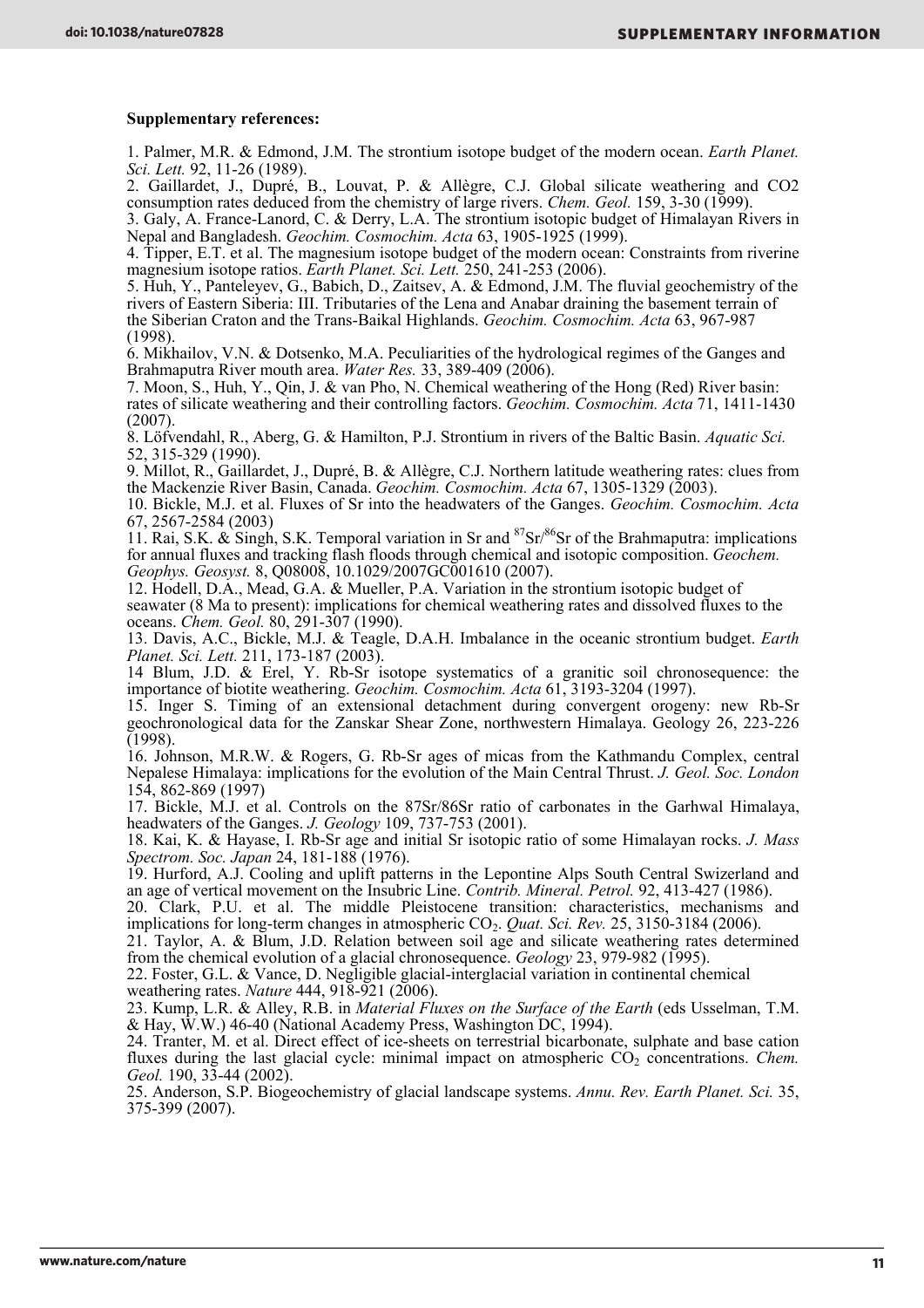**Supplementary references:**

1. Palmer, M.R. & Edmond, J.M. The strontium isotope budget of the modern ocean. *Earth Planet. Sci. Lett.* 92, 11-26 (1989).
2. Gaillardet, J., Dupré, B., Louvat, P. & Allègre, C.J. Global silicate weathering and CO2 consumption rates deduced from the chemistry of large rivers. *Chem. Geol.* 159, 3-30 (1999).
3. Galy, A. France-Lanord, C. & Derry, L.A. The strontium isotopic budget of Himalayan Rivers in Nepal and Bangladesh. *Geochim. Cosmochim. Acta* 63, 1905-1925 (1999).
4. Tipper, E.T. et al. The magnesium isotope budget of the modern ocean: Constraints from riverine magnesium isotope ratios. *Earth Planet. Sci. Lett.* 250, 241-253 (2006).
5. Huh, Y., Panteleyev, G., Babich, D., Zaitsev, A. & Edmond, J.M. The fluvial geochemistry of the rivers of Eastern Siberia: III. Tributaries of the Lena and Anabar draining the basement terrain of the Siberian Craton and the Trans-Baikal Highlands. *Geochim. Cosmochim. Acta* 63, 967-987 (1998).
6. Mikhailov, V.N. & Dotsenko, M.A. Peculiarities of the hydrological regimes of the Ganges and Brahmaputra River mouth area. *Water Res.* 33, 389-409 (2006).
7. Moon, S., Huh, Y., Qin, J. & van Pho, N. Chemical weathering of the Hong (Red) River basin: rates of silicate weathering and their controlling factors. *Geochim. Cosmochim. Acta* 71, 1411-1430 (2007).
8. Löfvendahl, R., Aberg, G. & Hamilton, P.J. Strontium in rivers of the Baltic Basin. *Aquatic Sci.* 52, 315-329 (1990).
9. Millot, R., Gaillardet, J., Dupré, B. & Allègre, C.J. Northern latitude weathering rates: clues from the Mackenzie River Basin, Canada. *Geochim. Cosmochim. Acta* 67, 1305-1329 (2003).
10. Bickle, M.J. et al. Fluxes of Sr into the headwaters of the Ganges. *Geochim. Cosmochim. Acta* 67, 2567-2584 (2003)
11. Rai, S.K. & Singh, S.K. Temporal variation in Sr and $^{87}Sr/^{86}Sr$ of the Brahmaputra: implications for annual fluxes and tracking flash floods through chemical and isotopic composition. *Geochem. Geophys. Geosyst.* 8, Q08008, 10.1029/2007GC001610 (2007).
12. Hodell, D.A., Mead, G.A. & Mueller, P.A. Variation in the strontium isotopic budget of seawater (8 Ma to present): implications for chemical weathering rates and dissolved fluxes to the oceans. *Chem. Geol.* 80, 291-307 (1990).
13. Davis, A.C., Bickle, M.J. & Teagle, D.A.H. Imbalance in the oceanic strontium budget. *Earth Planet. Sci. Lett.* 211, 173-187 (2003).
14 Blum, J.D. & Erel, Y. Rb-Sr isotope systematics of a granitic soil chronosequence: the importance of biotite weathering. *Geochim. Cosmochim. Acta* 61, 3193-3204 (1997).
15. Inger S. Timing of an extensional detachment during convergent orogeny: new Rb-Sr geochronological data for the Zanskar Shear Zone, northwestern Himalaya. Geology 26, 223-226 (1998).
16. Johnson, M.R.W. & Rogers, G. Rb-Sr ages of micas from the Kathmandu Complex, central Nepalese Himalaya: implications for the evolution of the Main Central Thrust. *J. Geol. Soc. London* 154, 862-869 (1997)
17. Bickle, M.J. et al. Controls on the 87Sr/86Sr ratio of carbonates in the Garhwal Himalaya, headwaters of the Ganges. *J. Geology* 109, 737-753 (2001).
18. Kai, K. & Hayase, I. Rb-Sr age and initial Sr isotopic ratio of some Himalayan rocks. *J. Mass Spectrom. Soc. Japan* 24, 181-188 (1976).
19. Hurford, A.J. Cooling and uplift patterns in the Lepontine Alps South Central Swizerland and an age of vertical movement on the Insubric Line. *Contrib. Mineral. Petrol.* 92, 413-427 (1986).
20. Clark, P.U. et al. The middle Pleistocene transition: characteristics, mechanisms and implications for long-term changes in atmospheric $CO_2$. *Quat. Sci. Rev.* 25, 3150-3184 (2006).
21. Taylor, A. & Blum, J.D. Relation between soil age and silicate weathering rates determined from the chemical evolution of a glacial chronosequence. *Geology* 23, 979-982 (1995).
22. Foster, G.L. & Vance, D. Negligible glacial-interglacial variation in continental chemical weathering rates. *Nature* 444, 918-921 (2006).
23. Kump, L.R. & Alley, R.B. in *Material Fluxes on the Surface of the Earth* (eds Usselman, T.M. & Hay, W.W.) 46-40 (National Academy Press, Washington DC, 1994).
24. Tranter, M. et al. Direct effect of ice-sheets on terrestrial bicarbonate, sulphate and base cation fluxes during the last glacial cycle: minimal impact on atmospheric $CO_2$ concentrations. *Chem. Geol.* 190, 33-44 (2002).
25. Anderson, S.P. Biogeochemistry of glacial landscape systems. *Annu. Rev. Earth Planet. Sci.* 35, 375-399 (2007).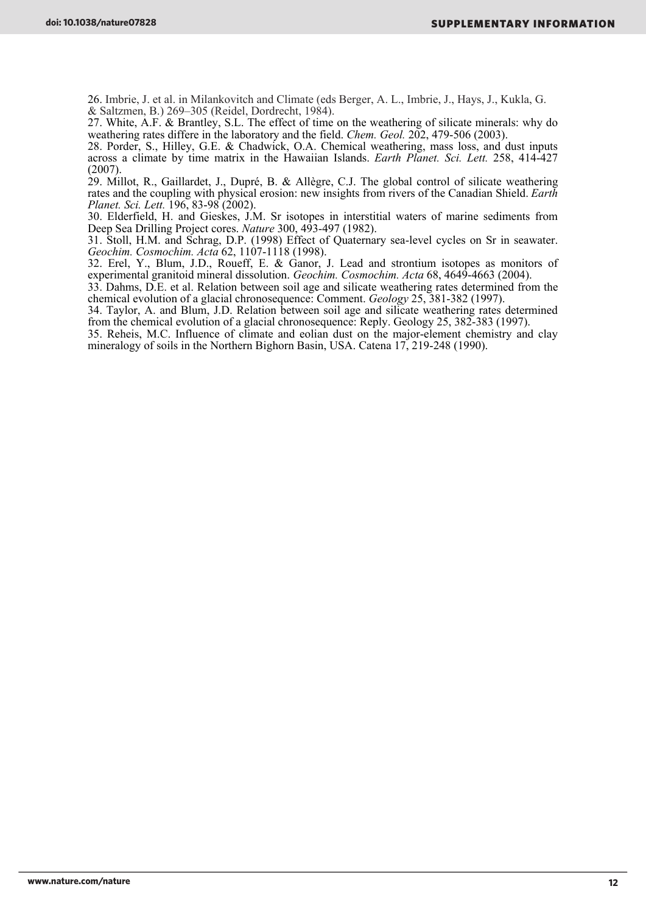26. Imbrie, J. et al. in Milankovitch and Climate (eds Berger, A. L., Imbrie, J., Hays, J., Kukla, G. & Saltzmen, B.) 269–305 (Reidel, Dordrecht, 1984).

27. White, A.F. & Brantley, S.L. The effect of time on the weathering of silicate minerals: why do weathering rates differe in the laboratory and the field. *Chem. Geol.* 202, 479-506 (2003).

28. Porder, S., Hilley, G.E. & Chadwick, O.A. Chemical weathering, mass loss, and dust inputs across a climate by time matrix in the Hawaiian Islands. *Earth Planet. Sci. Lett.* 258, 414-427 (2007).

29. Millot, R., Gaillardet, J., Dupré, B. & Allègre, C.J. The global control of silicate weathering rates and the coupling with physical erosion: new insights from rivers of the Canadian Shield. *Earth Planet. Sci. Lett*. 196, 83-98 (2002).

30. Elderfield, H. and Gieskes, J.M. Sr isotopes in interstitial waters of marine sediments from Deep Sea Drilling Project cores. *Nature* 300, 493-497 (1982).

31. Stoll, H.M. and Schrag, D.P. (1998) Effect of Quaternary sea-level cycles on Sr in seawater. *Geochim. Cosmochim. Acta* 62, 1107-1118 (1998).

32. Erel, Y., Blum, J.D., Roueff, E. & Ganor, J. Lead and strontium isotopes as monitors of experimental granitoid mineral dissolution. *Geochim. Cosmochim. Acta* 68, 4649-4663 (2004).

33. Dahms, D.E. et al. Relation between soil age and silicate weathering rates determined from the chemical evolution of a glacial chronosequence: Comment. *Geology* 25, 381-382 (1997).

34. Taylor, A. and Blum, J.D. Relation between soil age and silicate weathering rates determined from the chemical evolution of a glacial chronosequence: Reply. Geology 25, 382-383 (1997).

35. Reheis, M.C. Influence of climate and eolian dust on the major-element chemistry and clay mineralogy of soils in the Northern Bighorn Basin, USA. Catena 17, 219-248 (1990).